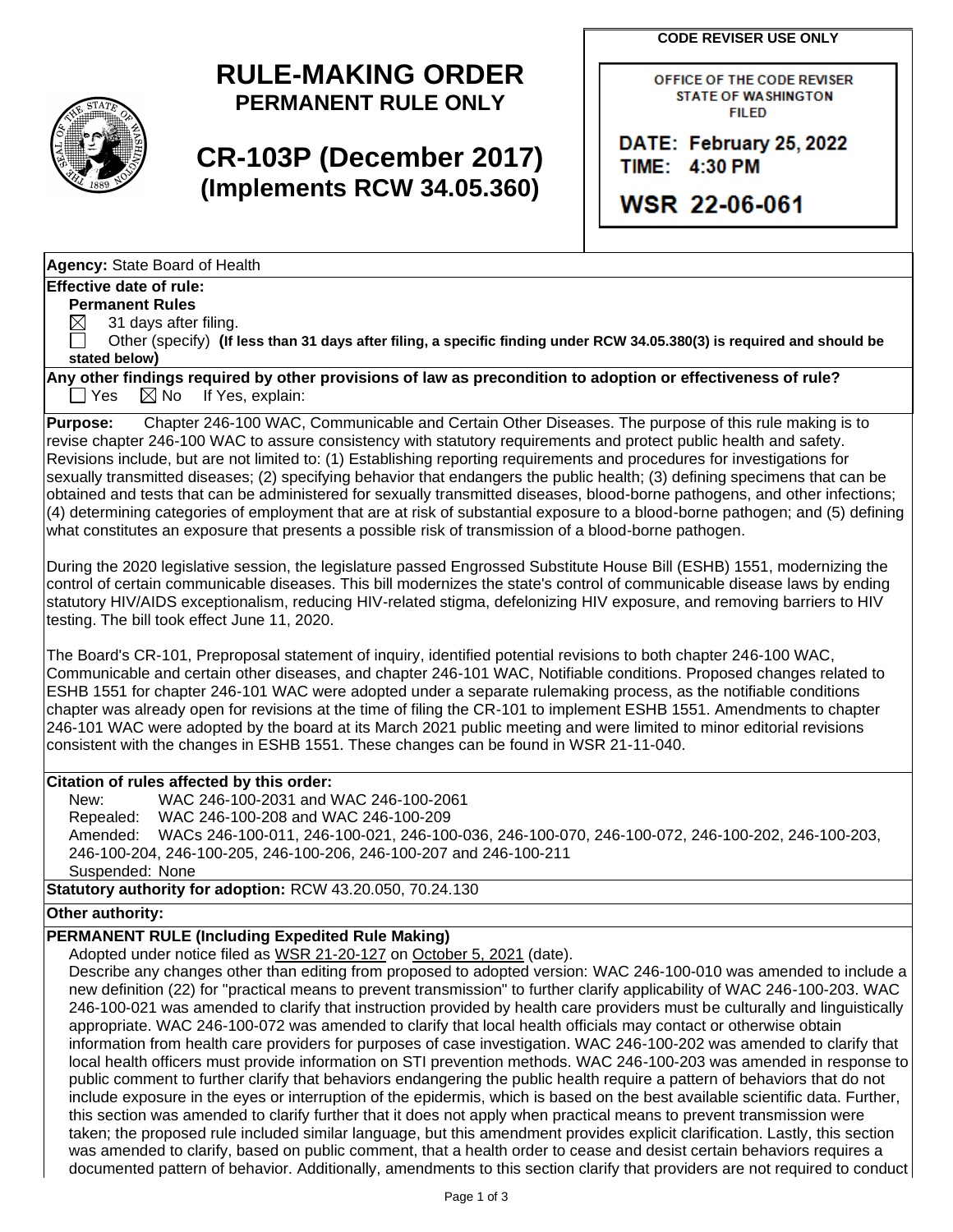# RULE-MAKING ORDER

## PERMANENT RULE ONLY

# CR-103P (December 2017)

## (Implements RCW 34.05.360)

**CODE REVISER USE ONLY**

OFFICE OF THE CODE REVISER
STATE OF WASHINGTON
FILED

DATE: February 25, 2022
TIME: 4:30 PM

WSR 22-06-061

**Agency:** State Board of Health

**Effective date of rule:**

**Permanent Rules**

☒ 31 days after filing.

☐ Other (specify) **(If less than 31 days after filing, a specific finding under RCW 34.05.380(3) is required and should be stated below)**

**Any other findings required by other provisions of law as precondition to adoption or effectiveness of rule?**

☐ Yes ☒ No If Yes, explain:

**Purpose:** Chapter 246-100 WAC, Communicable and Certain Other Diseases. The purpose of this rule making is to revise chapter 246-100 WAC to assure consistency with statutory requirements and protect public health and safety. Revisions include, but are not limited to: (1) Establishing reporting requirements and procedures for investigations for sexually transmitted diseases; (2) specifying behavior that endangers the public health; (3) defining specimens that can be obtained and tests that can be administered for sexually transmitted diseases, blood-borne pathogens, and other infections; (4) determining categories of employment that are at risk of substantial exposure to a blood-borne pathogen; and (5) defining what constitutes an exposure that presents a possible risk of transmission of a blood-borne pathogen.

During the 2020 legislative session, the legislature passed Engrossed Substitute House Bill (ESHB) 1551, modernizing the control of certain communicable diseases. This bill modernizes the state's control of communicable disease laws by ending statutory HIV/AIDS exceptionalism, reducing HIV-related stigma, defelonizing HIV exposure, and removing barriers to HIV testing. The bill took effect June 11, 2020.

The Board's CR-101, Preproposal statement of inquiry, identified potential revisions to both chapter 246-100 WAC, Communicable and certain other diseases, and chapter 246-101 WAC, Notifiable conditions. Proposed changes related to ESHB 1551 for chapter 246-101 WAC were adopted under a separate rulemaking process, as the notifiable conditions chapter was already open for revisions at the time of filing the CR-101 to implement ESHB 1551. Amendments to chapter 246-101 WAC were adopted by the board at its March 2021 public meeting and were limited to minor editorial revisions consistent with the changes in ESHB 1551. These changes can be found in WSR 21-11-040.

**Citation of rules affected by this order:**

New: WAC 246-100-2031 and WAC 246-100-2061
Repealed: WAC 246-100-208 and WAC 246-100-209
Amended: WACs 246-100-011, 246-100-021, 246-100-036, 246-100-070, 246-100-072, 246-100-202, 246-100-203, 246-100-204, 246-100-205, 246-100-206, 246-100-207 and 246-100-211
Suspended: None

**Statutory authority for adoption:** RCW 43.20.050, 70.24.130

**Other authority:**

**PERMANENT RULE (Including Expedited Rule Making)**

Adopted under notice filed as WSR 21-20-127 on October 5, 2021 (date).

Describe any changes other than editing from proposed to adopted version: WAC 246-100-010 was amended to include a new definition (22) for "practical means to prevent transmission" to further clarify applicability of WAC 246-100-203. WAC 246-100-021 was amended to clarify that instruction provided by health care providers must be culturally and linguistically appropriate. WAC 246-100-072 was amended to clarify that local health officials may contact or otherwise obtain information from health care providers for purposes of case investigation. WAC 246-100-202 was amended to clarify that local health officers must provide information on STI prevention methods. WAC 246-100-203 was amended in response to public comment to further clarify that behaviors endangering the public health require a pattern of behaviors that do not include exposure in the eyes or interruption of the epidermis, which is based on the best available scientific data. Further, this section was amended to clarify further that it does not apply when practical means to prevent transmission were taken; the proposed rule included similar language, but this amendment provides explicit clarification. Lastly, this section was amended to clarify, based on public comment, that a health order to cease and desist certain behaviors requires a documented pattern of behavior. Additionally, amendments to this section clarify that providers are not required to conduct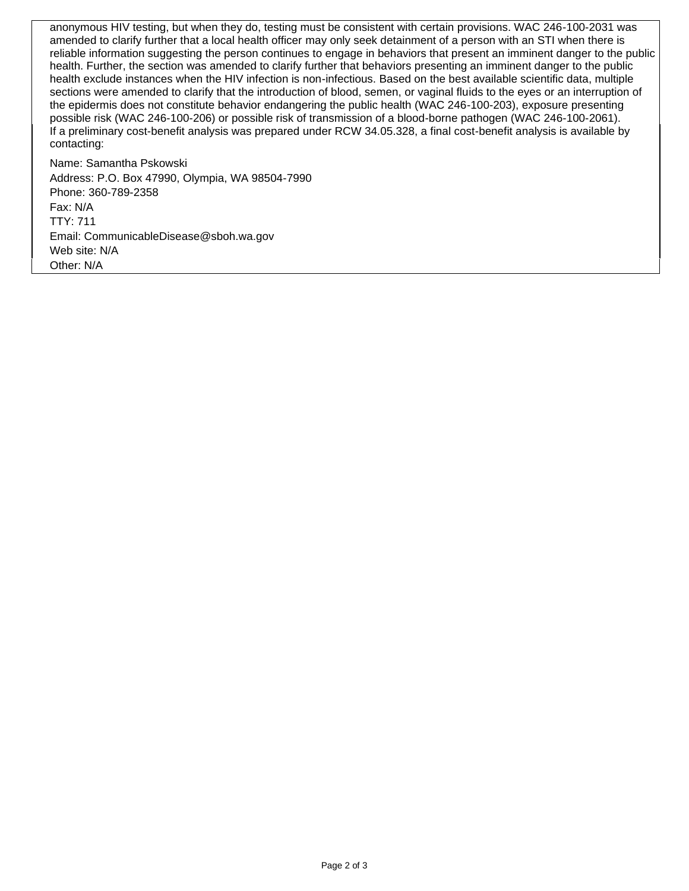anonymous HIV testing, but when they do, testing must be consistent with certain provisions. WAC 246-100-2031 was amended to clarify further that a local health officer may only seek detainment of a person with an STI when there is reliable information suggesting the person continues to engage in behaviors that present an imminent danger to the public health. Further, the section was amended to clarify further that behaviors presenting an imminent danger to the public health exclude instances when the HIV infection is non-infectious. Based on the best available scientific data, multiple sections were amended to clarify that the introduction of blood, semen, or vaginal fluids to the eyes or an interruption of the epidermis does not constitute behavior endangering the public health (WAC 246-100-203), exposure presenting possible risk (WAC 246-100-206) or possible risk of transmission of a blood-borne pathogen (WAC 246-100-2061).

If a preliminary cost-benefit analysis was prepared under RCW 34.05.328, a final cost-benefit analysis is available by contacting:

Name: Samantha Pskowski
Address: P.O. Box 47990, Olympia, WA 98504-7990
Phone: 360-789-2358
Fax: N/A
TTY: 711
Email: CommunicableDisease@sboh.wa.gov
Web site: N/A
Other: N/A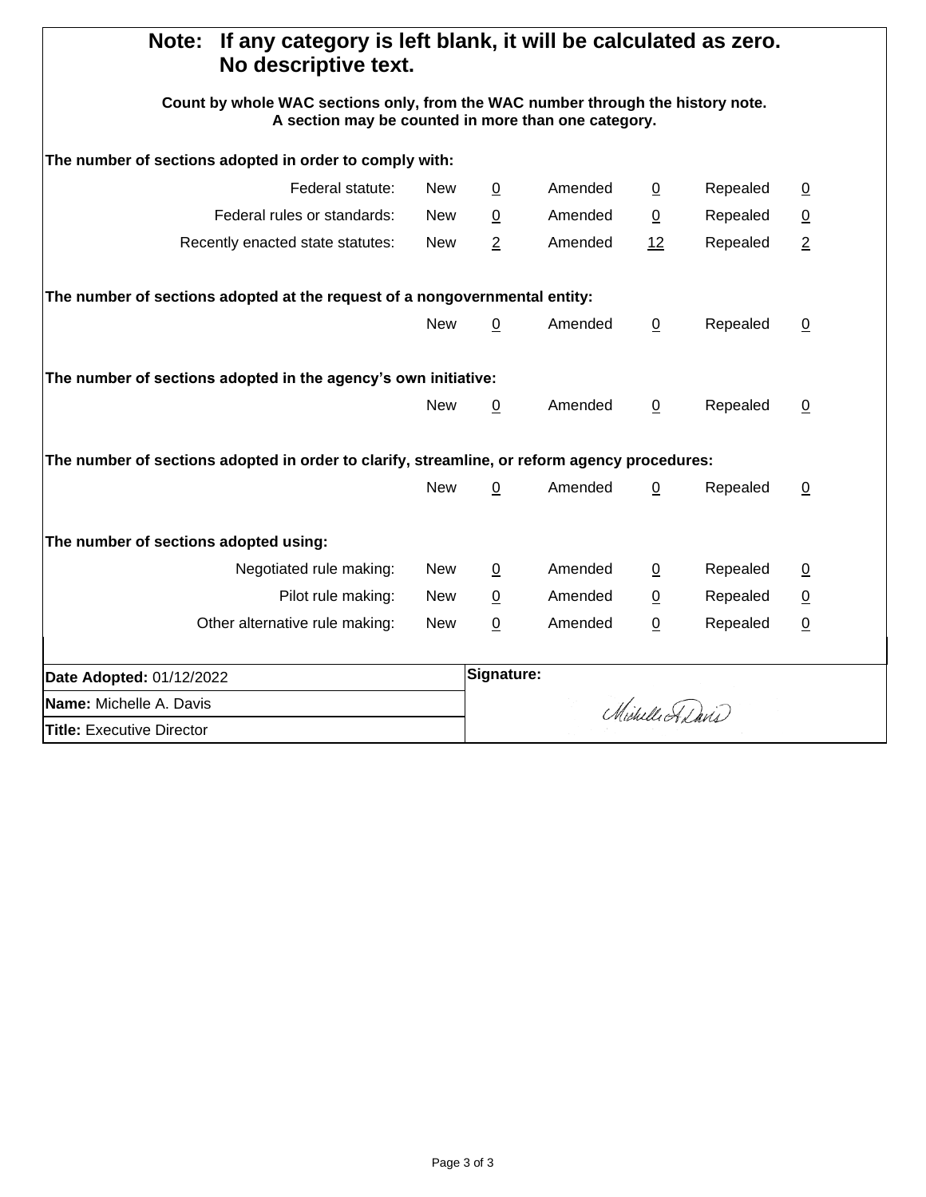**Note: If any category is left blank, it will be calculated as zero. No descriptive text.**

**Count by whole WAC sections only, from the WAC number through the history note. A section may be counted in more than one category.**

**The number of sections adopted in order to comply with:**

| | | | | | | |
|---|---|---|---|---|---|---|
| Federal statute: | New | 0 | Amended | 0 | Repealed | 0 |
| Federal rules or standards: | New | 0 | Amended | 0 | Repealed | 0 |
| Recently enacted state statutes: | New | 2 | Amended | 12 | Repealed | 2 |

**The number of sections adopted at the request of a nongovernmental entity:**

| | | | | | |
|---|---|---|---|---|---|
| New | 0 | Amended | 0 | Repealed | 0 |

**The number of sections adopted in the agency's own initiative:**

| | | | | | |
|---|---|---|---|---|---|
| New | 0 | Amended | 0 | Repealed | 0 |

**The number of sections adopted in order to clarify, streamline, or reform agency procedures:**

| | | | | | |
|---|---|---|---|---|---|
| New | 0 | Amended | 0 | Repealed | 0 |

**The number of sections adopted using:**

| | | | | | | |
|---|---|---|---|---|---|---|
| Negotiated rule making: | New | 0 | Amended | 0 | Repealed | 0 |
| Pilot rule making: | New | 0 | Amended | 0 | Repealed | 0 |
| Other alternative rule making: | New | 0 | Amended | 0 | Repealed | 0 |

| | |
|---|---|
| **Date Adopted:** 01/12/2022 | **Signature:** |
| **Name:** Michelle A. Davis | Michelle A. Davis |
| **Title:** Executive Director | |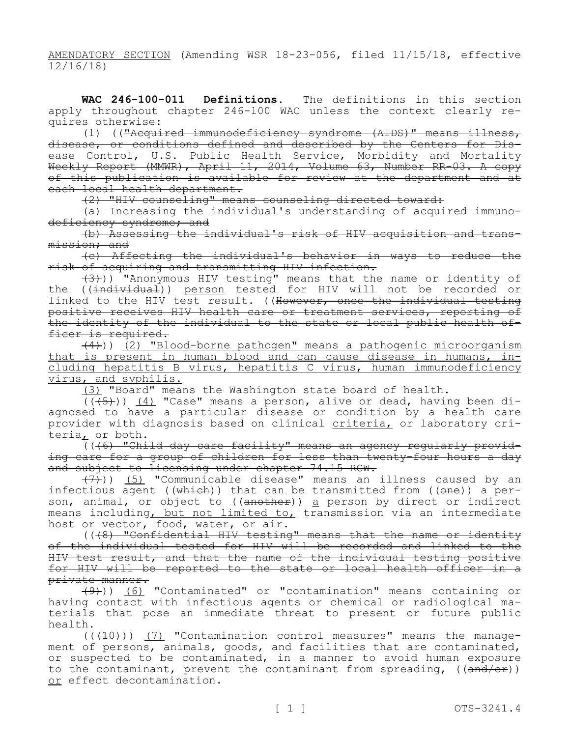AMENDATORY SECTION (Amending WSR 18-23-056, filed 11/15/18, effective 12/16/18)

**WAC 246-100-011 Definitions.** The definitions in this section apply throughout chapter 246-100 WAC unless the context clearly requires otherwise:

(1) (("Acquired immunodeficiency syndrome (AIDS)" means illness, disease, or conditions defined and described by the Centers for Disease Control, U.S. Public Health Service, Morbidity and Mortality Weekly Report (MMWR), April 11, 2014, Volume 63, Number RR-03. A copy of this publication is available for review at the department and at each local health department.

(2) "HIV counseling" means counseling directed toward:

(a) Increasing the individual's understanding of acquired immunodeficiency syndrome; and

(b) Assessing the individual's risk of HIV acquisition and transmission; and

(c) Affecting the individual's behavior in ways to reduce the risk of acquiring and transmitting HIV infection.

(3))) "Anonymous HIV testing" means that the name or identity of the ((individual)) person tested for HIV will not be recorded or linked to the HIV test result. ((However, once the individual testing positive receives HIV health care or treatment services, reporting of the identity of the individual to the state or local public health officer is required.

(4))) (2) "Blood-borne pathogen" means a pathogenic microorganism that is present in human blood and can cause disease in humans, including hepatitis B virus, hepatitis C virus, human immunodeficiency virus, and syphilis.

(3) "Board" means the Washington state board of health.

(((5))) (4) "Case" means a person, alive or dead, having been diagnosed to have a particular disease or condition by a health care provider with diagnosis based on clinical criteria, or laboratory criteria, or both.

(((6) "Child day care facility" means an agency regularly providing care for a group of children for less than twenty-four hours a day and subject to licensing under chapter 74.15 RCW.

(7))) (5) "Communicable disease" means an illness caused by an infectious agent ((which)) that can be transmitted from ((one)) a person, animal, or object to ((another)) a person by direct or indirect means including, but not limited to, transmission via an intermediate host or vector, food, water, or air.

(((8) "Confidential HIV testing" means that the name or identity of the individual tested for HIV will be recorded and linked to the HIV test result, and that the name of the individual testing positive for HIV will be reported to the state or local health officer in a private manner.

(9))) (6) "Contaminated" or "contamination" means containing or having contact with infectious agents or chemical or radiological materials that pose an immediate threat to present or future public health.

(((10))) (7) "Contamination control measures" means the management of persons, animals, goods, and facilities that are contaminated, or suspected to be contaminated, in a manner to avoid human exposure to the contaminant, prevent the contaminant from spreading, ((and/or)) or effect decontamination.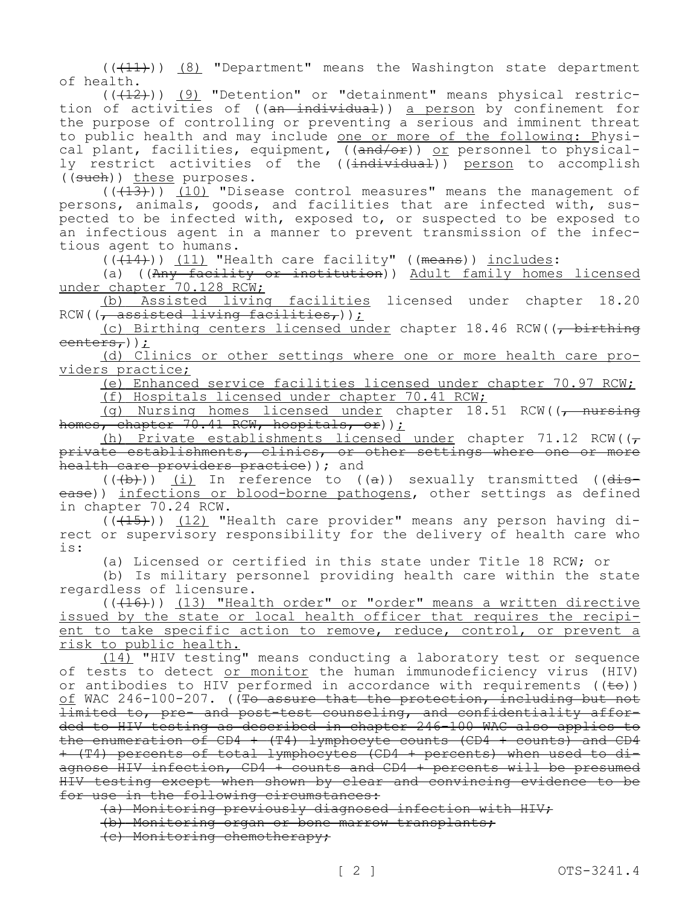((~~(11)~~)) <u>(8)</u> "Department" means the Washington state department of health.

((~~(12)~~)) <u>(9)</u> "Detention" or "detainment" means physical restriction of activities of ((~~an individual~~)) <u>a person</u> by confinement for the purpose of controlling or preventing a serious and imminent threat to public health and may include <u>one or more of the following: P</u>hysical plant, facilities, equipment, ((~~and/or~~)) <u>or</u> personnel to physically restrict activities of the ((~~individual~~)) <u>person</u> to accomplish ((~~such~~)) <u>these</u> purposes.

((~~(13)~~)) <u>(10)</u> "Disease control measures" means the management of persons, animals, goods, and facilities that are infected with, suspected to be infected with, exposed to, or suspected to be exposed to an infectious agent in a manner to prevent transmission of the infectious agent to humans.

((~~(14)~~)) <u>(11)</u> "Health care facility" ((~~means~~)) <u>includes</u>:

(a) ((~~Any facility or institution~~)) <u>Adult family homes licensed under chapter 70.128 RCW;</u>

<u>(b) Assisted living facilities</u> licensed under chapter 18.20 RCW((~~, assisted living facilities,~~))<u>;</u>

<u>(c) Birthing centers licensed under</u> chapter 18.46 RCW((~~, birthing centers,~~))<u>;</u>

<u>(d) Clinics or other settings where one or more health care providers practice;</u>

<u>(e) Enhanced service facilities licensed under chapter 70.97 RCW;</u>

<u>(f) Hospitals licensed under chapter 70.41 RCW;</u>

<u>(g) Nursing homes licensed under</u> chapter 18.51 RCW((~~, nursing homes, chapter 70.41 RCW, hospitals, or~~))<u>;</u>

<u>(h) Private establishments licensed under</u> chapter 71.12 RCW((~~, private establishments, clinics, or other settings where one or more health care providers practice~~)); and

((~~(b)~~)) <u>(i)</u> In reference to ((~~a~~)) sexually transmitted ((~~disease~~)) <u>infections or blood-borne pathogens</u>, other settings as defined in chapter 70.24 RCW.

((~~(15)~~)) <u>(12)</u> "Health care provider" means any person having direct or supervisory responsibility for the delivery of health care who is:

(a) Licensed or certified in this state under Title 18 RCW; or

(b) Is military personnel providing health care within the state regardless of licensure.

((~~(16)~~)) <u>(13) "Health order" or "order" means a written directive issued by the state or local health officer that requires the recipient to take specific action to remove, reduce, control, or prevent a risk to public health.</u>

<u>(14)</u> "HIV testing" means conducting a laboratory test or sequence of tests to detect <u>or monitor</u> the human immunodeficiency virus (HIV) or antibodies to HIV performed in accordance with requirements ((~~to~~)) <u>of</u> WAC 246-100-207. ((~~To assure that the protection, including but not limited to, pre- and post-test counseling, and confidentiality afforded to HIV testing as described in chapter 246-100 WAC also applies to the enumeration of CD4 + (T4) lymphocyte counts (CD4 + counts) and CD4 + (T4) percents of total lymphocytes (CD4 + percents) when used to diagnose HIV infection, CD4 + counts and CD4 + percents will be presumed HIV testing except when shown by clear and convincing evidence to be for use in the following circumstances:~~

~~(a) Monitoring previously diagnosed infection with HIV;~~

~~(b) Monitoring organ or bone marrow transplants;~~

~~(c) Monitoring chemotherapy;~~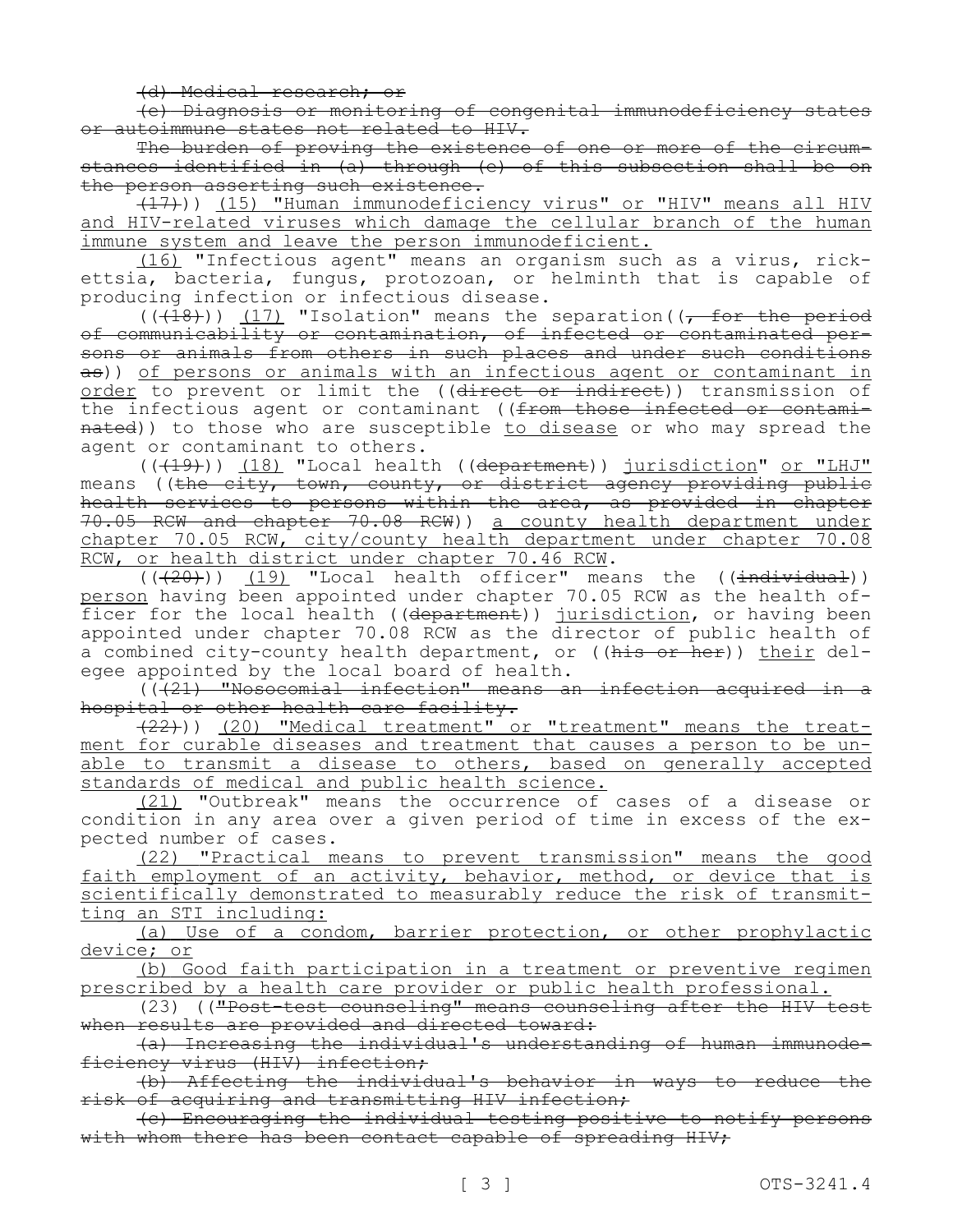~~(d) Medical research; or~~

~~(e) Diagnosis or monitoring of congenital immunodeficiency states or autoimmune states not related to HIV.~~

~~The burden of proving the existence of one or more of the circumstances identified in (a) through (e) of this subsection shall be on the person asserting such existence.~~

~~(17)~~)) <u>(15) "Human immunodeficiency virus" or "HIV" means all HIV and HIV-related viruses which damage the cellular branch of the human immune system and leave the person immunodeficient.</u>

<u>(16)</u> "Infectious agent" means an organism such as a virus, rickettsia, bacteria, fungus, protozoan, or helminth that is capable of producing infection or infectious disease.

((~~(18)~~)) <u>(17)</u> "Isolation" means the separation((~~, for the period of communicability or contamination, of infected or contaminated persons or animals from others in such places and under such conditions as~~)) <u>of persons or animals with an infectious agent or contaminant in order</u> to prevent or limit the ((~~direct or indirect~~)) transmission of the infectious agent or contaminant ((~~from those infected or contaminated~~)) to those who are susceptible <u>to disease</u> or who may spread the agent or contaminant to others.

((~~(19)~~)) <u>(18)</u> "Local health ((~~department~~)) <u>jurisdiction</u>" <u>or "LHJ"</u> means ((~~the city, town, county, or district agency providing public health services to persons within the area, as provided in chapter 70.05 RCW and chapter 70.08 RCW~~)) <u>a county health department under chapter 70.05 RCW, city/county health department under chapter 70.08 RCW, or health district under chapter 70.46 RCW</u>.

((~~(20)~~)) <u>(19)</u> "Local health officer" means the ((~~individual~~)) <u>person</u> having been appointed under chapter 70.05 RCW as the health officer for the local health ((~~department~~)) <u>jurisdiction</u>, or having been appointed under chapter 70.08 RCW as the director of public health of a combined city-county health department, or ((~~his or her~~)) <u>their</u> delegee appointed by the local board of health.

((~~(21) "Nosocomial infection" means an infection acquired in a hospital or other health care facility.~~

~~(22)~~)) <u>(20) "Medical treatment" or "treatment" means the treatment for curable diseases and treatment that causes a person to be unable to transmit a disease to others, based on generally accepted standards of medical and public health science.</u>

<u>(21)</u> "Outbreak" means the occurrence of cases of a disease or condition in any area over a given period of time in excess of the expected number of cases.

<u>(22) "Practical means to prevent transmission" means the good faith employment of an activity, behavior, method, or device that is scientifically demonstrated to measurably reduce the risk of transmitting an STI including:</u>

<u>(a) Use of a condom, barrier protection, or other prophylactic device; or</u>

<u>(b) Good faith participation in a treatment or preventive regimen prescribed by a health care provider or public health professional.</u>

(23) ((~~"Post-test counseling" means counseling after the HIV test when results are provided and directed toward:~~

~~(a) Increasing the individual's understanding of human immunodeficiency virus (HIV) infection;~~

~~(b) Affecting the individual's behavior in ways to reduce the risk of acquiring and transmitting HIV infection;~~

~~(c) Encouraging the individual testing positive to notify persons with whom there has been contact capable of spreading HIV;~~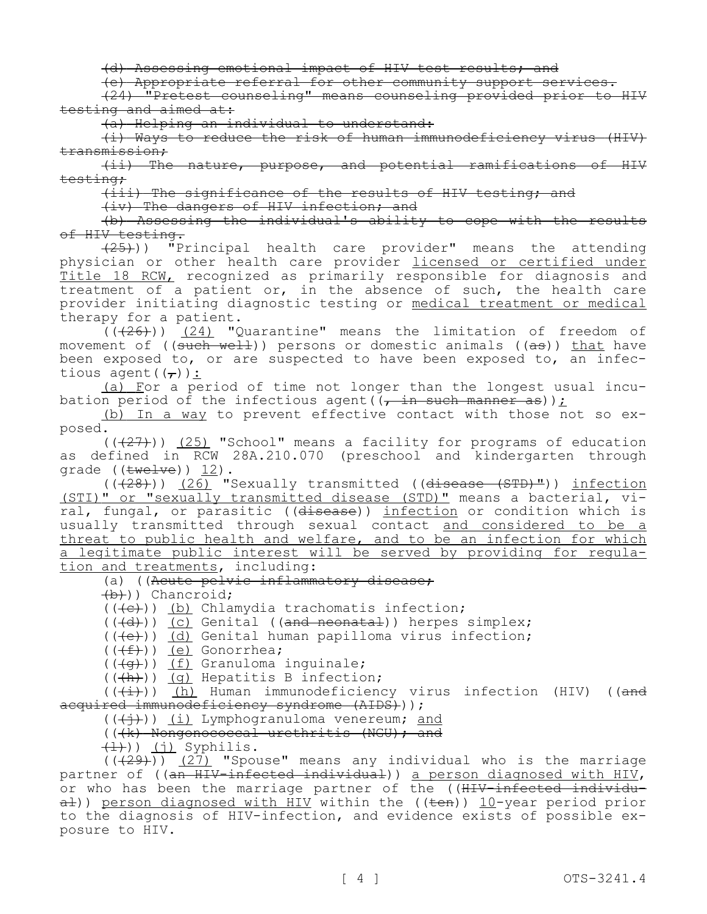~~(d) Assessing emotional impact of HIV test results; and~~

~~(e) Appropriate referral for other community support services.~~

~~(24) "Pretest counseling" means counseling provided prior to HIV testing and aimed at:~~

~~(a) Helping an individual to understand:~~

~~(i) Ways to reduce the risk of human immunodeficiency virus (HIV) transmission;~~

~~(ii) The nature, purpose, and potential ramifications of HIV testing;~~

~~(iii) The significance of the results of HIV testing; and~~

~~(iv) The dangers of HIV infection; and~~

~~(b) Assessing the individual's ability to cope with the results of HIV testing.~~

~~(25)~~)) "Principal health care provider" means the attending physician or other health care provider <u>licensed or certified under Title 18 RCW,</u> recognized as primarily responsible for diagnosis and treatment of a patient or, in the absence of such, the health care provider initiating diagnostic testing or <u>medical treatment or medical</u> therapy for a patient.

((~~(26)~~)) <u>(24)</u> "Quarantine" means the limitation of freedom of movement of ((~~such well~~)) persons or domestic animals ((~~as~~)) <u>that</u> have been exposed to, or are suspected to have been exposed to, an infectious agent((~~,~~))<u>:</u>

<u>(a) F</u>or a period of time not longer than the longest usual incubation period of the infectious agent((~~, in such manner as~~))<u>;</u>

<u>(b) In a way</u> to prevent effective contact with those not so exposed.

((~~(27)~~)) <u>(25)</u> "School" means a facility for programs of education as defined in RCW 28A.210.070 (preschool and kindergarten through grade ((~~twelve~~)) <u>12</u>).

((~~(28)~~)) <u>(26)</u> "Sexually transmitted ((~~disease (STD)"~~)) <u>infection (STI)" or "sexually transmitted disease (STD)"</u> means a bacterial, viral, fungal, or parasitic ((~~disease~~)) <u>infection</u> or condition which is usually transmitted through sexual contact <u>and considered to be a threat to public health and welfare, and to be an infection for which a legitimate public interest will be served by providing for regulation and treatments</u>, including:

(a) ((~~Acute pelvic inflammatory disease;~~

~~(b)~~)) Chancroid;

((~~(c)~~)) <u>(b)</u> Chlamydia trachomatis infection;

((~~(d)~~)) <u>(c)</u> Genital ((~~and neonatal~~)) herpes simplex;

((~~(e)~~)) <u>(d)</u> Genital human papilloma virus infection;

((~~(f)~~)) <u>(e)</u> Gonorrhea;

((~~(g)~~)) <u>(f)</u> Granuloma inguinale;

((~~(h)~~)) <u>(g)</u> Hepatitis B infection;

((~~(i)~~)) <u>(h)</u> Human immunodeficiency virus infection (HIV) ((~~and acquired immunodeficiency syndrome (AIDS)~~));

((~~(j)~~)) <u>(i)</u> Lymphogranuloma venereum; <u>and</u>

((~~(k) Nongonococcal urethritis (NGU); and~~

~~(l)~~)) <u>(j)</u> Syphilis.

((~~(29)~~)) <u>(27)</u> "Spouse" means any individual who is the marriage partner of ((~~an HIV-infected individual~~)) <u>a person diagnosed with HIV</u>, or who has been the marriage partner of the ((~~HIV-infected individual~~)) <u>person diagnosed with HIV</u> within the ((~~ten~~)) <u>10</u>-year period prior to the diagnosis of HIV-infection, and evidence exists of possible exposure to HIV.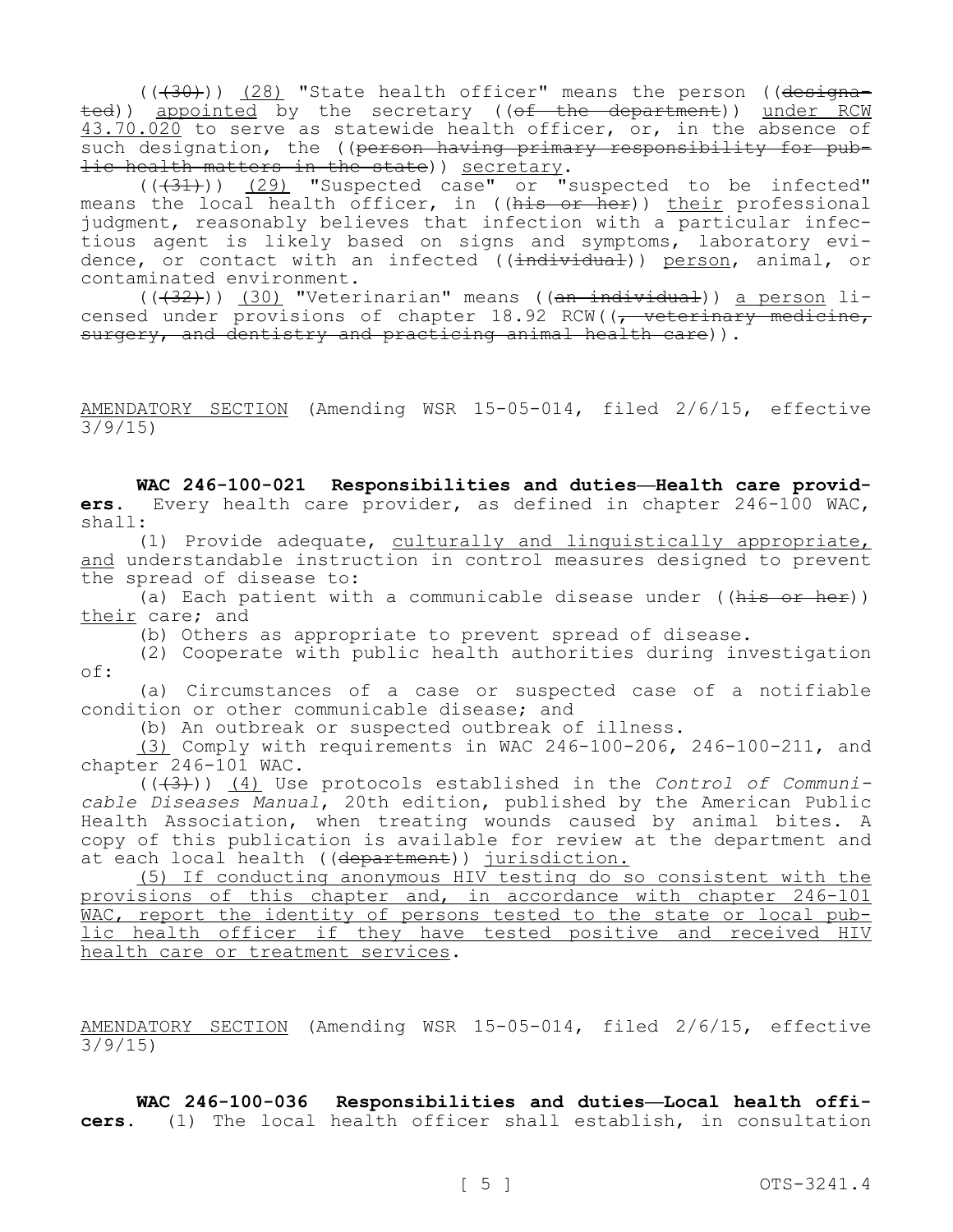(((30))) (28) "State health officer" means the person ((designated)) appointed by the secretary ((of the department)) under RCW 43.70.020 to serve as statewide health officer, or, in the absence of such designation, the ((person having primary responsibility for public health matters in the state)) secretary.

(((31))) (29) "Suspected case" or "suspected to be infected" means the local health officer, in ((his or her)) their professional judgment, reasonably believes that infection with a particular infectious agent is likely based on signs and symptoms, laboratory evidence, or contact with an infected ((individual)) person, animal, or contaminated environment.

(((32))) (30) "Veterinarian" means ((an individual)) a person licensed under provisions of chapter 18.92 RCW((, veterinary medicine, surgery, and dentistry and practicing animal health care)).

AMENDATORY SECTION (Amending WSR 15-05-014, filed 2/6/15, effective 3/9/15)

**WAC 246-100-021 Responsibilities and duties—Health care providers.** Every health care provider, as defined in chapter 246-100 WAC, shall:

(1) Provide adequate, culturally and linguistically appropriate, and understandable instruction in control measures designed to prevent the spread of disease to:

(a) Each patient with a communicable disease under ((his or her)) their care; and

(b) Others as appropriate to prevent spread of disease.

(2) Cooperate with public health authorities during investigation of:

(a) Circumstances of a case or suspected case of a notifiable condition or other communicable disease; and

(b) An outbreak or suspected outbreak of illness.

(3) Comply with requirements in WAC 246-100-206, 246-100-211, and chapter 246-101 WAC.

(((3))) (4) Use protocols established in the *Control of Communicable Diseases Manual*, 20th edition, published by the American Public Health Association, when treating wounds caused by animal bites. A copy of this publication is available for review at the department and at each local health ((department)) jurisdiction.

(5) If conducting anonymous HIV testing do so consistent with the provisions of this chapter and, in accordance with chapter 246-101 WAC, report the identity of persons tested to the state or local public health officer if they have tested positive and received HIV health care or treatment services.

AMENDATORY SECTION (Amending WSR 15-05-014, filed 2/6/15, effective 3/9/15)

**WAC 246-100-036 Responsibilities and duties—Local health officers.** (1) The local health officer shall establish, in consultation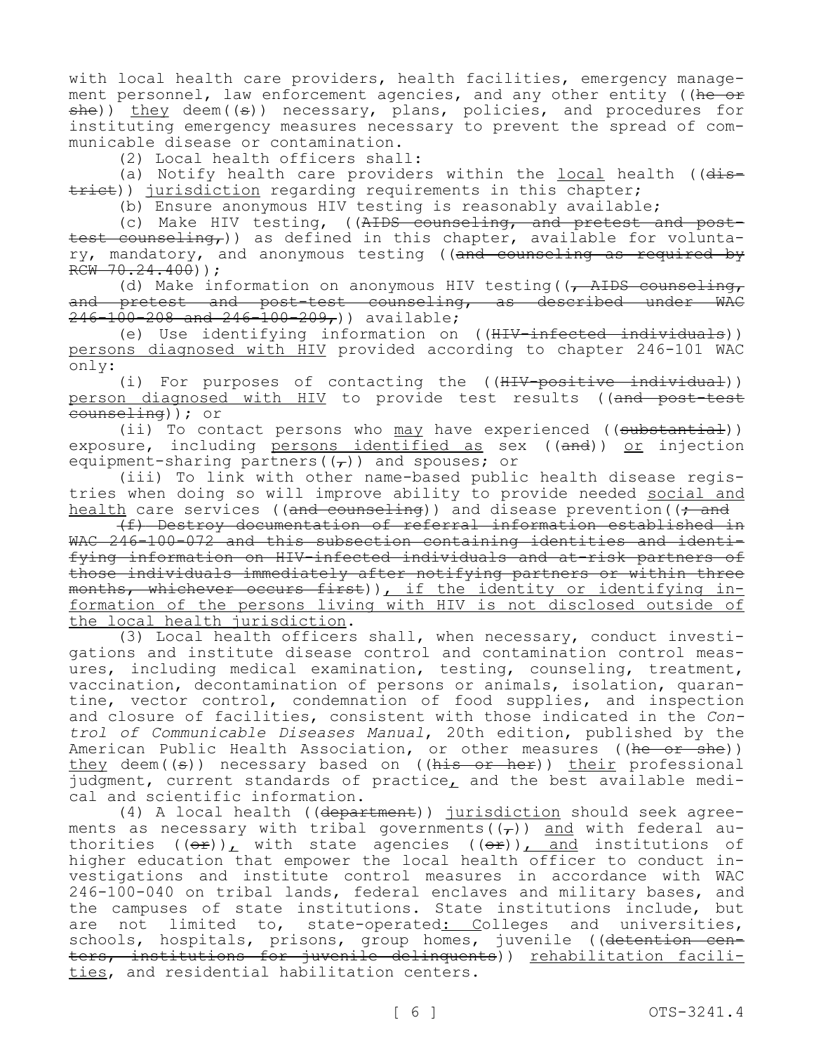with local health care providers, health facilities, emergency management personnel, law enforcement agencies, and any other entity ((~~he or she~~)) <u>they</u> deem((~~s~~)) necessary, plans, policies, and procedures for instituting emergency measures necessary to prevent the spread of communicable disease or contamination.

(2) Local health officers shall:

(a) Notify health care providers within the <u>local</u> health ((~~district~~)) <u>jurisdiction</u> regarding requirements in this chapter;

(b) Ensure anonymous HIV testing is reasonably available;

(c) Make HIV testing, ((~~AIDS counseling, and pretest and post-test counseling,~~)) as defined in this chapter, available for voluntary, mandatory, and anonymous testing ((~~and counseling as required by RCW 70.24.400~~));

(d) Make information on anonymous HIV testing((~~, AIDS counseling, and pretest and post-test counseling, as described under WAC 246-100-208 and 246-100-209,~~)) available;

(e) Use identifying information on ((~~HIV-infected individuals~~)) <u>persons diagnosed with HIV</u> provided according to chapter 246-101 WAC only:

(i) For purposes of contacting the ((~~HIV-positive individual~~)) <u>person diagnosed with HIV</u> to provide test results ((~~and post-test counseling~~)); or

(ii) To contact persons who <u>may</u> have experienced ((~~substantial~~)) exposure, including <u>persons identified as</u> sex ((~~and~~)) <u>or</u> injection equipment-sharing partners((~~,~~)) and spouses; or

(iii) To link with other name-based public health disease registries when doing so will improve ability to provide needed <u>social and health</u> care services ((~~and counseling~~)) and disease prevention((~~; and~~

~~(f) Destroy documentation of referral information established in WAC 246-100-072 and this subsection containing identities and identifying information on HIV-infected individuals and at-risk partners of those individuals immediately after notifying partners or within three months, whichever occurs first~~))<u>, if the identity or identifying information of the persons living with HIV is not disclosed outside of the local health jurisdiction</u>.

(3) Local health officers shall, when necessary, conduct investigations and institute disease control and contamination control measures, including medical examination, testing, counseling, treatment, vaccination, decontamination of persons or animals, isolation, quarantine, vector control, condemnation of food supplies, and inspection and closure of facilities, consistent with those indicated in the *Control of Communicable Diseases Manual*, 20th edition, published by the American Public Health Association, or other measures ((~~he or she~~)) <u>they</u> deem((~~s~~)) necessary based on ((~~his or her~~)) <u>their</u> professional judgment, current standards of practice<u>,</u> and the best available medical and scientific information.

(4) A local health ((~~department~~)) <u>jurisdiction</u> should seek agreements as necessary with tribal governments((~~,~~)) <u>and</u> with federal authorities ((~~or~~))<u>,</u> with state agencies ((~~or~~))<u>, and</u> institutions of higher education that empower the local health officer to conduct investigations and institute control measures in accordance with WAC 246-100-040 on tribal lands, federal enclaves and military bases, and the campuses of state institutions. State institutions include, but are not limited to, state-operated<u>: C</u>olleges and universities, schools, hospitals, prisons, group homes, juvenile ((~~detention centers, institutions for juvenile delinquents~~)) <u>rehabilitation facilities</u>, and residential habilitation centers.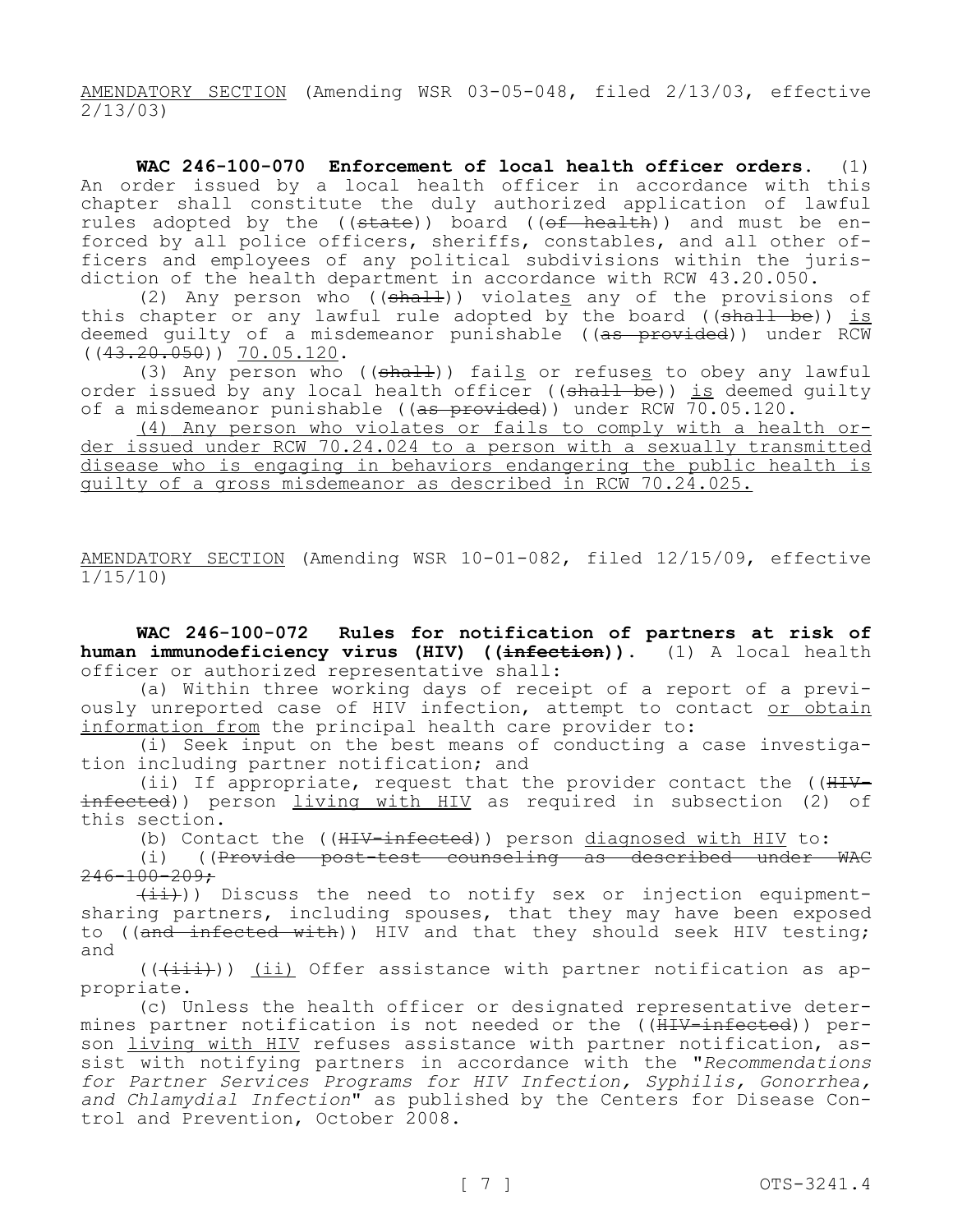AMENDATORY SECTION (Amending WSR 03-05-048, filed 2/13/03, effective 2/13/03)

**WAC 246-100-070 Enforcement of local health officer orders.** (1) An order issued by a local health officer in accordance with this chapter shall constitute the duly authorized application of lawful rules adopted by the ((~~state~~)) board ((~~of health~~)) and must be enforced by all police officers, sheriffs, constables, and all other officers and employees of any political subdivisions within the jurisdiction of the health department in accordance with RCW 43.20.050.

(2) Any person who ((~~shall~~)) violates any of the provisions of this chapter or any lawful rule adopted by the board ((~~shall be~~)) is deemed guilty of a misdemeanor punishable ((~~as provided~~)) under RCW ((~~43.20.050~~)) 70.05.120.

(3) Any person who ((~~shall~~)) fails or refuses to obey any lawful order issued by any local health officer ((~~shall be~~)) is deemed guilty of a misdemeanor punishable ((~~as provided~~)) under RCW 70.05.120.

(4) Any person who violates or fails to comply with a health order issued under RCW 70.24.024 to a person with a sexually transmitted disease who is engaging in behaviors endangering the public health is guilty of a gross misdemeanor as described in RCW 70.24.025.

AMENDATORY SECTION (Amending WSR 10-01-082, filed 12/15/09, effective 1/15/10)

**WAC 246-100-072 Rules for notification of partners at risk of human immunodeficiency virus (HIV) ((~~infection~~)).** (1) A local health officer or authorized representative shall:

(a) Within three working days of receipt of a report of a previously unreported case of HIV infection, attempt to contact or obtain information from the principal health care provider to:

(i) Seek input on the best means of conducting a case investigation including partner notification; and

(ii) If appropriate, request that the provider contact the ((~~HIV-infected~~)) person living with HIV as required in subsection (2) of this section.

(b) Contact the ((~~HIV-infected~~)) person diagnosed with HIV to:

(i) ((~~Provide post-test counseling as described under WAC 246-100-209;~~

~~(ii)~~)) Discuss the need to notify sex or injection equipment-sharing partners, including spouses, that they may have been exposed to ((~~and infected with~~)) HIV and that they should seek HIV testing; and

((~~(iii)~~)) (ii) Offer assistance with partner notification as appropriate.

(c) Unless the health officer or designated representative determines partner notification is not needed or the ((~~HIV-infected~~)) person living with HIV refuses assistance with partner notification, assist with notifying partners in accordance with the "*Recommendations for Partner Services Programs for HIV Infection, Syphilis, Gonorrhea, and Chlamydial Infection*" as published by the Centers for Disease Control and Prevention, October 2008.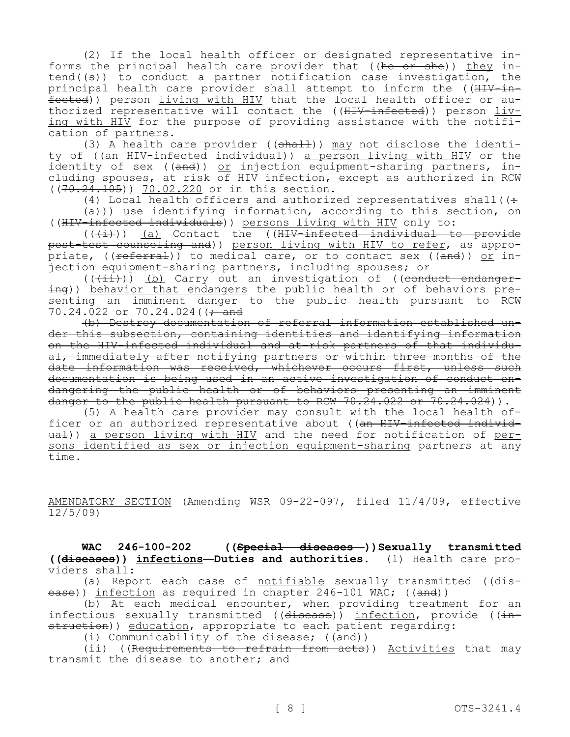(2) If the local health officer or designated representative informs the principal health care provider that ((~~he or she~~)) <u>they</u> intend((~~s~~)) to conduct a partner notification case investigation, the principal health care provider shall attempt to inform the ((~~HIV-infected~~)) person <u>living with HIV</u> that the local health officer or authorized representative will contact the ((~~HIV-infected~~)) person <u>living with HIV</u> for the purpose of providing assistance with the notification of partners.

(3) A health care provider ((~~shall~~)) <u>may</u> not disclose the identity of ((~~an HIV-infected individual~~)) <u>a person living with HIV</u> or the identity of sex ((~~and~~)) <u>or</u> injection equipment-sharing partners, including spouses, at risk of HIV infection, except as authorized in RCW ((~~70.24.105~~)) <u>70.02.220</u> or in this section.

(4) Local health officers and authorized representatives shall((~~:~~
~~(a)~~)) <u>use</u> identifying information, according to this section, on ((~~HIV-infected individuals~~)) <u>persons living with HIV</u> only to:

((~~(i)~~)) <u>(a)</u> Contact the ((~~HIV-infected individual to provide post-test counseling and~~)) <u>person living with HIV to refer</u>, as appropriate, ((~~referral~~)) to medical care, or to contact sex ((~~and~~)) <u>or</u> injection equipment-sharing partners, including spouses; or

((~~(ii)~~)) <u>(b)</u> Carry out an investigation of ((~~conduct endangering~~)) <u>behavior that endangers</u> the public health or of behaviors presenting an imminent danger to the public health pursuant to RCW 70.24.022 or 70.24.024((~~; and~~

~~(b) Destroy documentation of referral information established under this subsection, containing identities and identifying information on the HIV-infected individual and at-risk partners of that individual, immediately after notifying partners or within three months of the date information was received, whichever occurs first, unless such documentation is being used in an active investigation of conduct endangering the public health or of behaviors presenting an imminent danger to the public health pursuant to RCW 70.24.022 or 70.24.024~~)).

(5) A health care provider may consult with the local health officer or an authorized representative about ((~~an HIV-infected individual~~)) <u>a person living with HIV</u> and the need for notification of <u>persons identified as sex or injection equipment-sharing</u> partners at any time.

<u>AMENDATORY SECTION</u> (Amending WSR 09-22-097, filed 11/4/09, effective 12/5/09)

**WAC 246-100-202 ((~~Special diseases—~~))Sexually transmitted ((~~diseases~~)) <u>infections</u>—Duties and authorities.** (1) Health care providers shall:

(a) Report each case of <u>notifiable</u> sexually transmitted ((~~disease~~)) <u>infection</u> as required in chapter 246-101 WAC; ((~~and~~))

(b) At each medical encounter, when providing treatment for an infectious sexually transmitted ((~~disease~~)) <u>infection</u>, provide ((~~instruction~~)) <u>education</u>, appropriate to each patient regarding:

(i) Communicability of the disease; ((~~and~~))

(ii) ((~~Requirements to refrain from acts~~)) <u>Activities</u> that may transmit the disease to another; and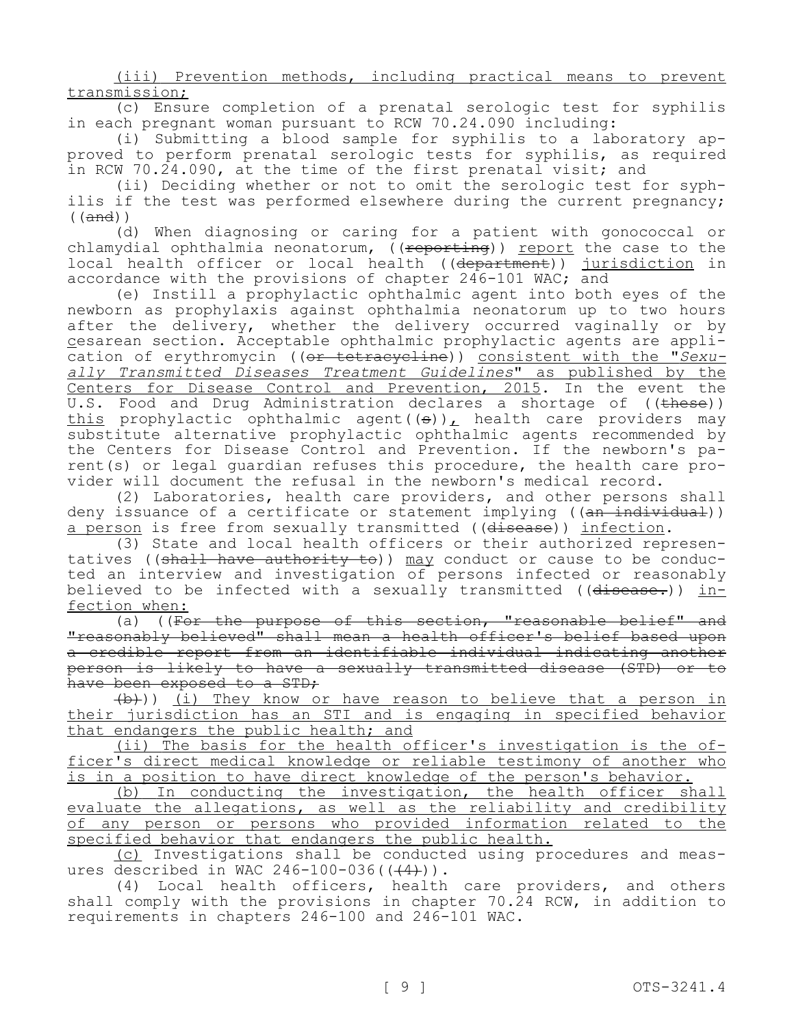(iii) Prevention methods, including practical means to prevent transmission;

(c) Ensure completion of a prenatal serologic test for syphilis in each pregnant woman pursuant to RCW 70.24.090 including:

(i) Submitting a blood sample for syphilis to a laboratory approved to perform prenatal serologic tests for syphilis, as required in RCW 70.24.090, at the time of the first prenatal visit; and

(ii) Deciding whether or not to omit the serologic test for syphilis if the test was performed elsewhere during the current pregnancy; ((and))

(d) When diagnosing or caring for a patient with gonococcal or chlamydial ophthalmia neonatorum, ((reporting)) report the case to the local health officer or local health ((department)) jurisdiction in accordance with the provisions of chapter 246-101 WAC; and

(e) Instill a prophylactic ophthalmic agent into both eyes of the newborn as prophylaxis against ophthalmia neonatorum up to two hours after the delivery, whether the delivery occurred vaginally or by cesarean section. Acceptable ophthalmic prophylactic agents are application of erythromycin ((or tetracycline)) consistent with the "*Sexually Transmitted Diseases Treatment Guidelines*" as published by the Centers for Disease Control and Prevention, 2015. In the event the U.S. Food and Drug Administration declares a shortage of ((these)) this prophylactic ophthalmic agent((s)), health care providers may substitute alternative prophylactic ophthalmic agents recommended by the Centers for Disease Control and Prevention. If the newborn's parent(s) or legal guardian refuses this procedure, the health care provider will document the refusal in the newborn's medical record.

(2) Laboratories, health care providers, and other persons shall deny issuance of a certificate or statement implying ((an individual)) a person is free from sexually transmitted ((disease)) infection.

(3) State and local health officers or their authorized representatives ((shall have authority to)) may conduct or cause to be conducted an interview and investigation of persons infected or reasonably believed to be infected with a sexually transmitted ((disease.)) infection when:

(a) ((For the purpose of this section, "reasonable belief" and "reasonably believed" shall mean a health officer's belief based upon a credible report from an identifiable individual indicating another person is likely to have a sexually transmitted disease (STD) or to have been exposed to a STD;

(b))) (i) They know or have reason to believe that a person in their jurisdiction has an STI and is engaging in specified behavior that endangers the public health; and

(ii) The basis for the health officer's investigation is the officer's direct medical knowledge or reliable testimony of another who is in a position to have direct knowledge of the person's behavior.

(b) In conducting the investigation, the health officer shall evaluate the allegations, as well as the reliability and credibility of any person or persons who provided information related to the specified behavior that endangers the public health.

(c) Investigations shall be conducted using procedures and measures described in WAC 246-100-036(((4))).

(4) Local health officers, health care providers, and others shall comply with the provisions in chapter 70.24 RCW, in addition to requirements in chapters 246-100 and 246-101 WAC.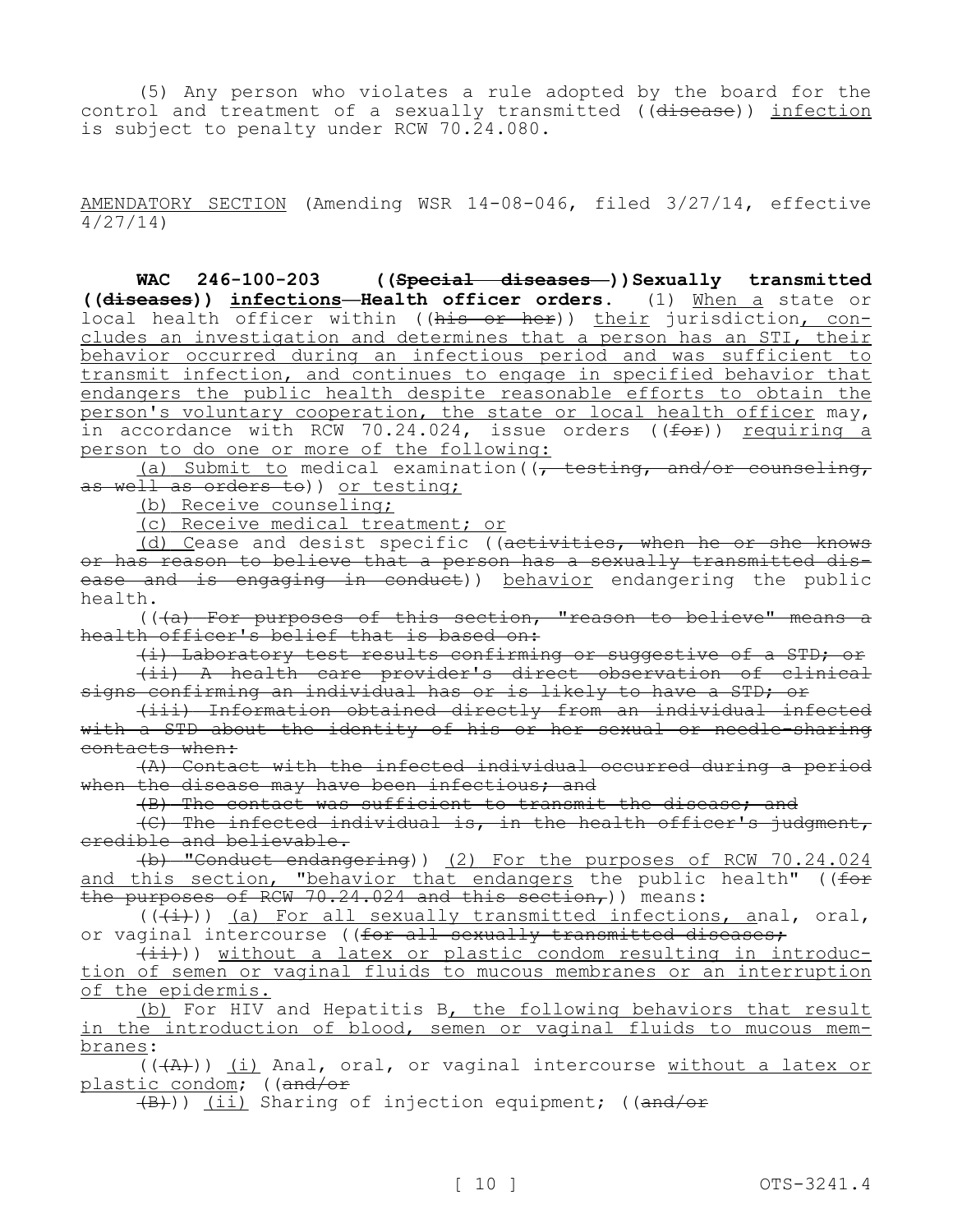(5) Any person who violates a rule adopted by the board for the control and treatment of a sexually transmitted ((disease)) infection is subject to penalty under RCW 70.24.080.

AMENDATORY SECTION (Amending WSR 14-08-046, filed 3/27/14, effective 4/27/14)

**WAC 246-100-203 ((Special diseases—))Sexually transmitted ((diseases)) infections—Health officer orders.** (1) When a state or local health officer within ((his or her)) their jurisdiction, concludes an investigation and determines that a person has an STI, their behavior occurred during an infectious period and was sufficient to transmit infection, and continues to engage in specified behavior that endangers the public health despite reasonable efforts to obtain the person's voluntary cooperation, the state or local health officer may, in accordance with RCW 70.24.024, issue orders ((for)) requiring a person to do one or more of the following:

(a) Submit to medical examination((, testing, and/or counseling, as well as orders to)) or testing;

(b) Receive counseling;

(c) Receive medical treatment; or

(d) Cease and desist specific ((activities, when he or she knows or has reason to believe that a person has a sexually transmitted disease and is engaging in conduct)) behavior endangering the public health.

(((a) For purposes of this section, "reason to believe" means a health officer's belief that is based on:

(i) Laboratory test results confirming or suggestive of a STD; or

(ii) A health care provider's direct observation of clinical signs confirming an individual has or is likely to have a STD; or

(iii) Information obtained directly from an individual infected with a STD about the identity of his or her sexual or needle-sharing contacts when:

(A) Contact with the infected individual occurred during a period when the disease may have been infectious; and

(B) The contact was sufficient to transmit the disease; and

(C) The infected individual is, in the health officer's judgment, credible and believable.

(b) "Conduct endangering)) (2) For the purposes of RCW 70.24.024 and this section, "behavior that endangers the public health" ((for the purposes of RCW 70.24.024 and this section,)) means:

(((i))) (a) For all sexually transmitted infections, anal, oral, or vaginal intercourse ((for all sexually transmitted diseases;

(ii))) without a latex or plastic condom resulting in introduction of semen or vaginal fluids to mucous membranes or an interruption of the epidermis.

(b) For HIV and Hepatitis B, the following behaviors that result in the introduction of blood, semen or vaginal fluids to mucous membranes:

(((A))) (i) Anal, oral, or vaginal intercourse without a latex or plastic condom; ((and/or

(B))) (ii) Sharing of injection equipment; ((and/or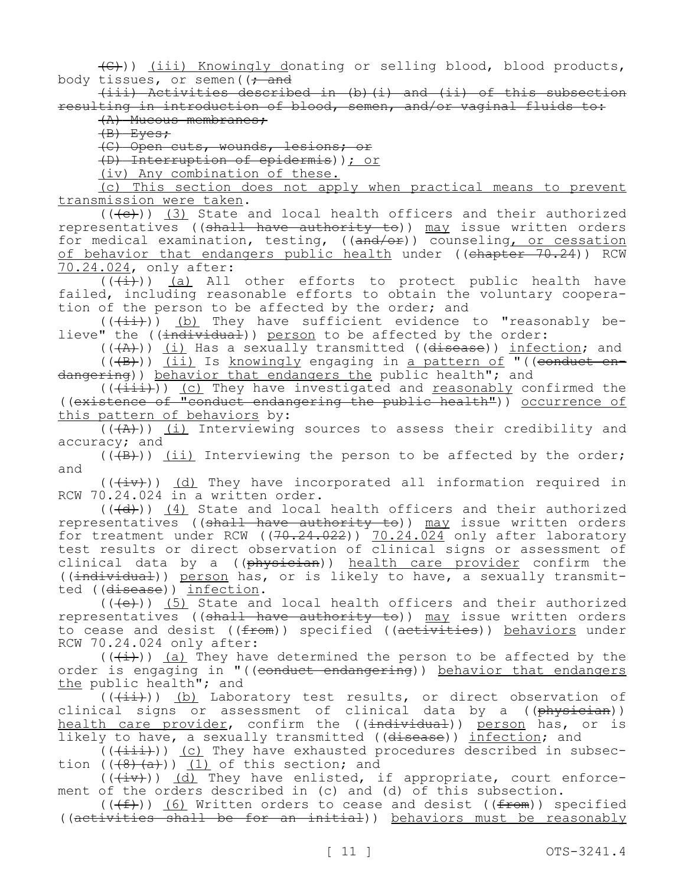(C))) (iii) Knowingly donating or selling blood, blood products, body tissues, or semen((; and

(iii) Activities described in (b)(i) and (ii) of this subsection resulting in introduction of blood, semen, and/or vaginal fluids to:

(A) Mucous membranes;

(B) Eyes;

(C) Open cuts, wounds, lesions; or

(D) Interruption of epidermis)); or

(iv) Any combination of these.

(c) This section does not apply when practical means to prevent transmission were taken.

(((c))) (3) State and local health officers and their authorized representatives ((shall have authority to)) may issue written orders for medical examination, testing, ((and/or)) counseling, or cessation of behavior that endangers public health under ((chapter 70.24)) RCW 70.24.024, only after:

(((i))) (a) All other efforts to protect public health have failed, including reasonable efforts to obtain the voluntary cooperation of the person to be affected by the order; and

(((ii))) (b) They have sufficient evidence to "reasonably believe" the ((individual)) person to be affected by the order:

(((A))) (i) Has a sexually transmitted ((disease)) infection; and

(((B))) (ii) Is knowingly engaging in a pattern of "((conduct endangering)) behavior that endangers the public health"; and

(((iii))) (c) They have investigated and reasonably confirmed the ((existence of "conduct endangering the public health")) occurrence of this pattern of behaviors by:

(((A))) (i) Interviewing sources to assess their credibility and accuracy; and

(((B))) (ii) Interviewing the person to be affected by the order; and

(((iv))) (d) They have incorporated all information required in RCW 70.24.024 in a written order.

(((d))) (4) State and local health officers and their authorized representatives ((shall have authority to)) may issue written orders for treatment under RCW ((70.24.022)) 70.24.024 only after laboratory test results or direct observation of clinical signs or assessment of clinical data by a ((physician)) health care provider confirm the ((individual)) person has, or is likely to have, a sexually transmitted ((disease)) infection.

(((e))) (5) State and local health officers and their authorized representatives ((shall have authority to)) may issue written orders to cease and desist ((from)) specified ((activities)) behaviors under RCW 70.24.024 only after:

(((i))) (a) They have determined the person to be affected by the order is engaging in "((conduct endangering)) behavior that endangers the public health"; and

(((ii))) (b) Laboratory test results, or direct observation of clinical signs or assessment of clinical data by a ((physician)) health care provider, confirm the ((individual)) person has, or is likely to have, a sexually transmitted ((disease)) infection; and

(((iii))) (c) They have exhausted procedures described in subsection (((8)(a))) (1) of this section; and

(((iv))) (d) They have enlisted, if appropriate, court enforcement of the orders described in (c) and (d) of this subsection.

(((f))) (6) Written orders to cease and desist ((from)) specified ((activities shall be for an initial)) behaviors must be reasonably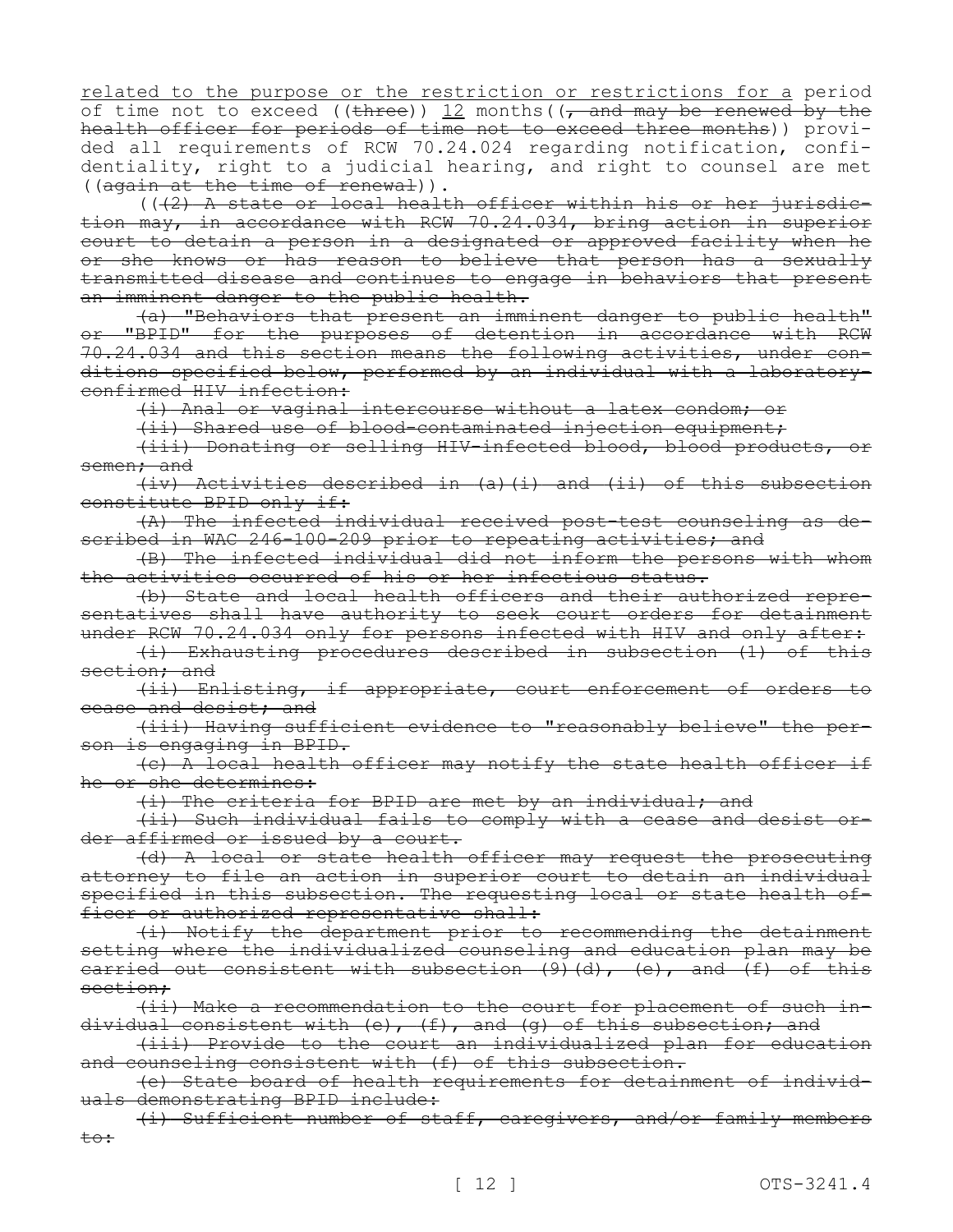related to the purpose or the restriction or restrictions for a period of time not to exceed ((~~three~~)) 12 months((~~, and may be renewed by the health officer for periods of time not to exceed three months~~)) provided all requirements of RCW 70.24.024 regarding notification, confidentiality, right to a judicial hearing, and right to counsel are met ((~~again at the time of renewal~~)).

((~~(2) A state or local health officer within his or her jurisdiction may, in accordance with RCW 70.24.034, bring action in superior court to detain a person in a designated or approved facility when he or she knows or has reason to believe that person has a sexually transmitted disease and continues to engage in behaviors that present an imminent danger to the public health.~~

~~(a) "Behaviors that present an imminent danger to public health" or "BPID" for the purposes of detention in accordance with RCW 70.24.034 and this section means the following activities, under conditions specified below, performed by an individual with a laboratory-confirmed HIV infection:~~

~~(i) Anal or vaginal intercourse without a latex condom; or~~

~~(ii) Shared use of blood-contaminated injection equipment;~~

~~(iii) Donating or selling HIV-infected blood, blood products, or semen; and~~

~~(iv) Activities described in (a)(i) and (ii) of this subsection constitute BPID only if:~~

~~(A) The infected individual received post-test counseling as described in WAC 246-100-209 prior to repeating activities; and~~

~~(B) The infected individual did not inform the persons with whom the activities occurred of his or her infectious status.~~

~~(b) State and local health officers and their authorized representatives shall have authority to seek court orders for detainment under RCW 70.24.034 only for persons infected with HIV and only after:~~

~~(i) Exhausting procedures described in subsection (1) of this section; and~~

~~(ii) Enlisting, if appropriate, court enforcement of orders to cease and desist; and~~

~~(iii) Having sufficient evidence to "reasonably believe" the person is engaging in BPID.~~

~~(c) A local health officer may notify the state health officer if he or she determines:~~

~~(i) The criteria for BPID are met by an individual; and~~

~~(ii) Such individual fails to comply with a cease and desist order affirmed or issued by a court.~~

~~(d) A local or state health officer may request the prosecuting attorney to file an action in superior court to detain an individual specified in this subsection. The requesting local or state health officer or authorized representative shall:~~

~~(i) Notify the department prior to recommending the detainment setting where the individualized counseling and education plan may be carried out consistent with subsection (9)(d), (e), and (f) of this section;~~

~~(ii) Make a recommendation to the court for placement of such individual consistent with (e), (f), and (g) of this subsection; and~~

~~(iii) Provide to the court an individualized plan for education and counseling consistent with (f) of this subsection.~~

~~(e) State board of health requirements for detainment of individuals demonstrating BPID include:~~

~~(i) Sufficient number of staff, caregivers, and/or family members to:~~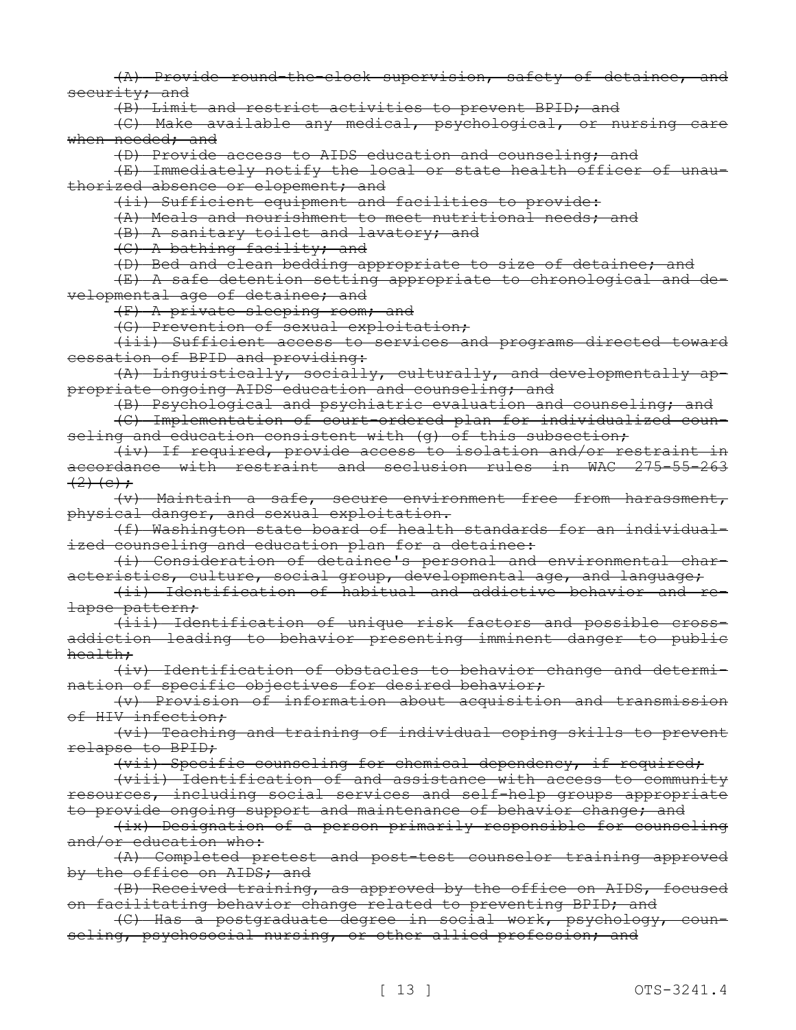~~(A) Provide round-the-clock supervision, safety of detainee, and security; and~~

~~(B) Limit and restrict activities to prevent BPID; and~~

~~(C) Make available any medical, psychological, or nursing care when needed; and~~

~~(D) Provide access to AIDS education and counseling; and~~

~~(E) Immediately notify the local or state health officer of unauthorized absence or elopement; and~~

~~(ii) Sufficient equipment and facilities to provide:~~

~~(A) Meals and nourishment to meet nutritional needs; and~~

~~(B) A sanitary toilet and lavatory; and~~

~~(C) A bathing facility; and~~

~~(D) Bed and clean bedding appropriate to size of detainee; and~~

~~(E) A safe detention setting appropriate to chronological and developmental age of detainee; and~~

~~(F) A private sleeping room; and~~

~~(G) Prevention of sexual exploitation;~~

~~(iii) Sufficient access to services and programs directed toward cessation of BPID and providing:~~

~~(A) Linguistically, socially, culturally, and developmentally appropriate ongoing AIDS education and counseling; and~~

~~(B) Psychological and psychiatric evaluation and counseling; and~~

~~(C) Implementation of court-ordered plan for individualized counseling and education consistent with (g) of this subsection;~~

~~(iv) If required, provide access to isolation and/or restraint in accordance with restraint and seclusion rules in WAC 275-55-263 (2)(c);~~

~~(v) Maintain a safe, secure environment free from harassment, physical danger, and sexual exploitation.~~

~~(f) Washington state board of health standards for an individualized counseling and education plan for a detainee:~~

~~(i) Consideration of detainee's personal and environmental characteristics, culture, social group, developmental age, and language;~~

~~(ii) Identification of habitual and addictive behavior and relapse pattern;~~

~~(iii) Identification of unique risk factors and possible cross-addiction leading to behavior presenting imminent danger to public health;~~

~~(iv) Identification of obstacles to behavior change and determination of specific objectives for desired behavior;~~

~~(v) Provision of information about acquisition and transmission of HIV infection;~~

~~(vi) Teaching and training of individual coping skills to prevent relapse to BPID;~~

~~(vii) Specific counseling for chemical dependency, if required;~~

~~(viii) Identification of and assistance with access to community resources, including social services and self-help groups appropriate to provide ongoing support and maintenance of behavior change; and~~

~~(ix) Designation of a person primarily responsible for counseling and/or education who:~~

~~(A) Completed pretest and post-test counselor training approved by the office on AIDS; and~~

~~(B) Received training, as approved by the office on AIDS, focused on facilitating behavior change related to preventing BPID; and~~

~~(C) Has a postgraduate degree in social work, psychology, counseling, psychosocial nursing, or other allied profession; and~~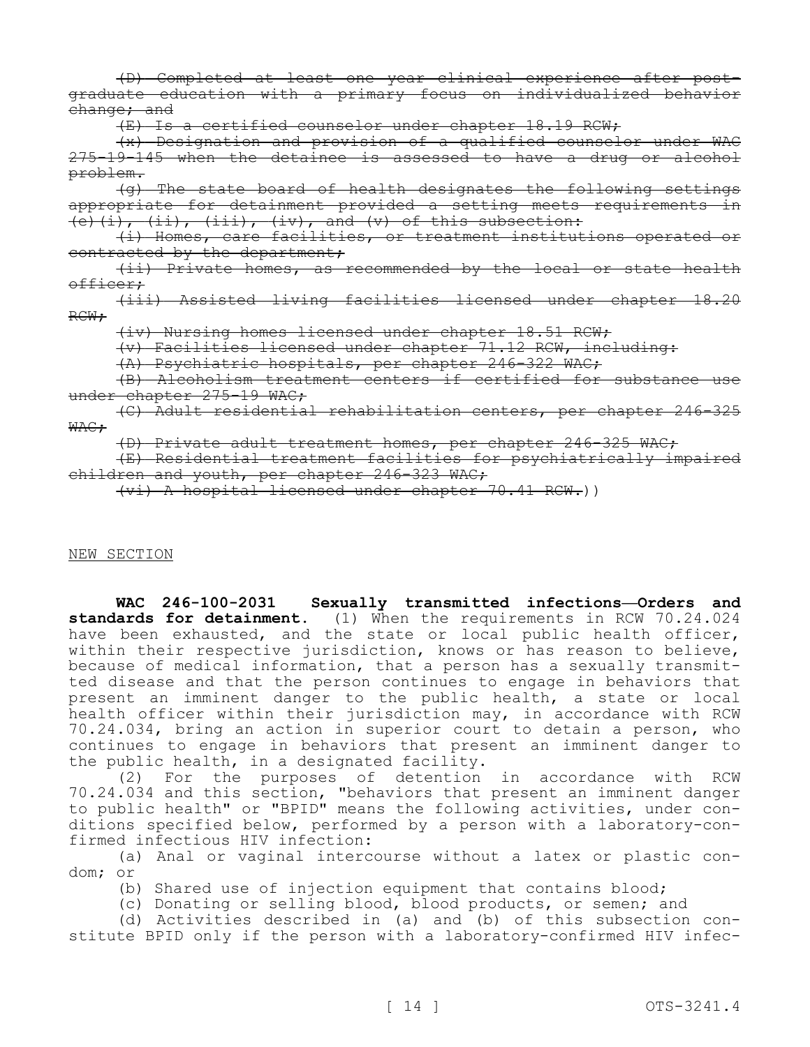~~(D) Completed at least one year clinical experience after post-graduate education with a primary focus on individualized behavior change; and~~

~~(E) Is a certified counselor under chapter 18.19 RCW;~~

~~(x) Designation and provision of a qualified counselor under WAC 275-19-145 when the detainee is assessed to have a drug or alcohol problem.~~

~~(g) The state board of health designates the following settings appropriate for detainment provided a setting meets requirements in (e)(i), (ii), (iii), (iv), and (v) of this subsection:~~

~~(i) Homes, care facilities, or treatment institutions operated or contracted by the department;~~

~~(ii) Private homes, as recommended by the local or state health officer;~~

~~(iii) Assisted living facilities licensed under chapter 18.20 RCW;~~

~~(iv) Nursing homes licensed under chapter 18.51 RCW;~~

~~(v) Facilities licensed under chapter 71.12 RCW, including:~~

~~(A) Psychiatric hospitals, per chapter 246-322 WAC;~~

~~(B) Alcoholism treatment centers if certified for substance use under chapter 275-19 WAC;~~

~~(C) Adult residential rehabilitation centers, per chapter 246-325 WAC;~~

~~(D) Private adult treatment homes, per chapter 246-325 WAC;~~

~~(E) Residential treatment facilities for psychiatrically impaired children and youth, per chapter 246-323 WAC;~~

~~(vi) A hospital licensed under chapter 70.41 RCW.~~))

NEW SECTION

**WAC 246-100-2031 Sexually transmitted infections—Orders and standards for detainment.** (1) When the requirements in RCW 70.24.024 have been exhausted, and the state or local public health officer, within their respective jurisdiction, knows or has reason to believe, because of medical information, that a person has a sexually transmitted disease and that the person continues to engage in behaviors that present an imminent danger to the public health, a state or local health officer within their jurisdiction may, in accordance with RCW 70.24.034, bring an action in superior court to detain a person, who continues to engage in behaviors that present an imminent danger to the public health, in a designated facility.

(2) For the purposes of detention in accordance with RCW 70.24.034 and this section, "behaviors that present an imminent danger to public health" or "BPID" means the following activities, under conditions specified below, performed by a person with a laboratory-confirmed infectious HIV infection:

(a) Anal or vaginal intercourse without a latex or plastic condom; or

(b) Shared use of injection equipment that contains blood;

(c) Donating or selling blood, blood products, or semen; and

(d) Activities described in (a) and (b) of this subsection constitute BPID only if the person with a laboratory-confirmed HIV infec-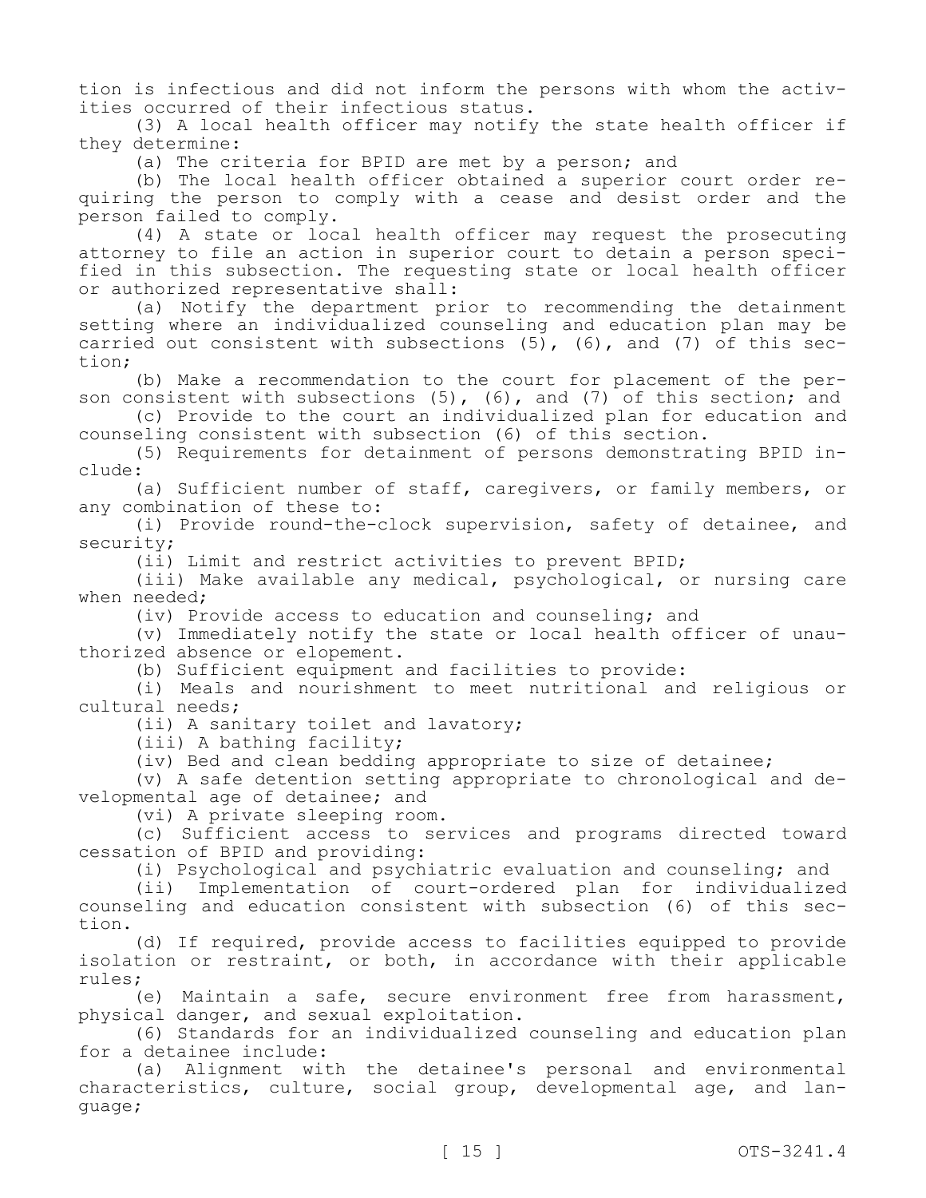tion is infectious and did not inform the persons with whom the activities occurred of their infectious status.

(3) A local health officer may notify the state health officer if they determine:

(a) The criteria for BPID are met by a person; and

(b) The local health officer obtained a superior court order requiring the person to comply with a cease and desist order and the person failed to comply.

(4) A state or local health officer may request the prosecuting attorney to file an action in superior court to detain a person specified in this subsection. The requesting state or local health officer or authorized representative shall:

(a) Notify the department prior to recommending the detainment setting where an individualized counseling and education plan may be carried out consistent with subsections (5), (6), and (7) of this section;

(b) Make a recommendation to the court for placement of the person consistent with subsections (5), (6), and (7) of this section; and

(c) Provide to the court an individualized plan for education and counseling consistent with subsection (6) of this section.

(5) Requirements for detainment of persons demonstrating BPID include:

(a) Sufficient number of staff, caregivers, or family members, or any combination of these to:

(i) Provide round-the-clock supervision, safety of detainee, and security;

(ii) Limit and restrict activities to prevent BPID;

(iii) Make available any medical, psychological, or nursing care when needed;

(iv) Provide access to education and counseling; and

(v) Immediately notify the state or local health officer of unauthorized absence or elopement.

(b) Sufficient equipment and facilities to provide:

(i) Meals and nourishment to meet nutritional and religious or cultural needs;

(ii) A sanitary toilet and lavatory;

(iii) A bathing facility;

(iv) Bed and clean bedding appropriate to size of detainee;

(v) A safe detention setting appropriate to chronological and developmental age of detainee; and

(vi) A private sleeping room.

(c) Sufficient access to services and programs directed toward cessation of BPID and providing:

(i) Psychological and psychiatric evaluation and counseling; and

(ii) Implementation of court-ordered plan for individualized counseling and education consistent with subsection (6) of this section.

(d) If required, provide access to facilities equipped to provide isolation or restraint, or both, in accordance with their applicable rules;

(e) Maintain a safe, secure environment free from harassment, physical danger, and sexual exploitation.

(6) Standards for an individualized counseling and education plan for a detainee include:

(a) Alignment with the detainee's personal and environmental characteristics, culture, social group, developmental age, and language;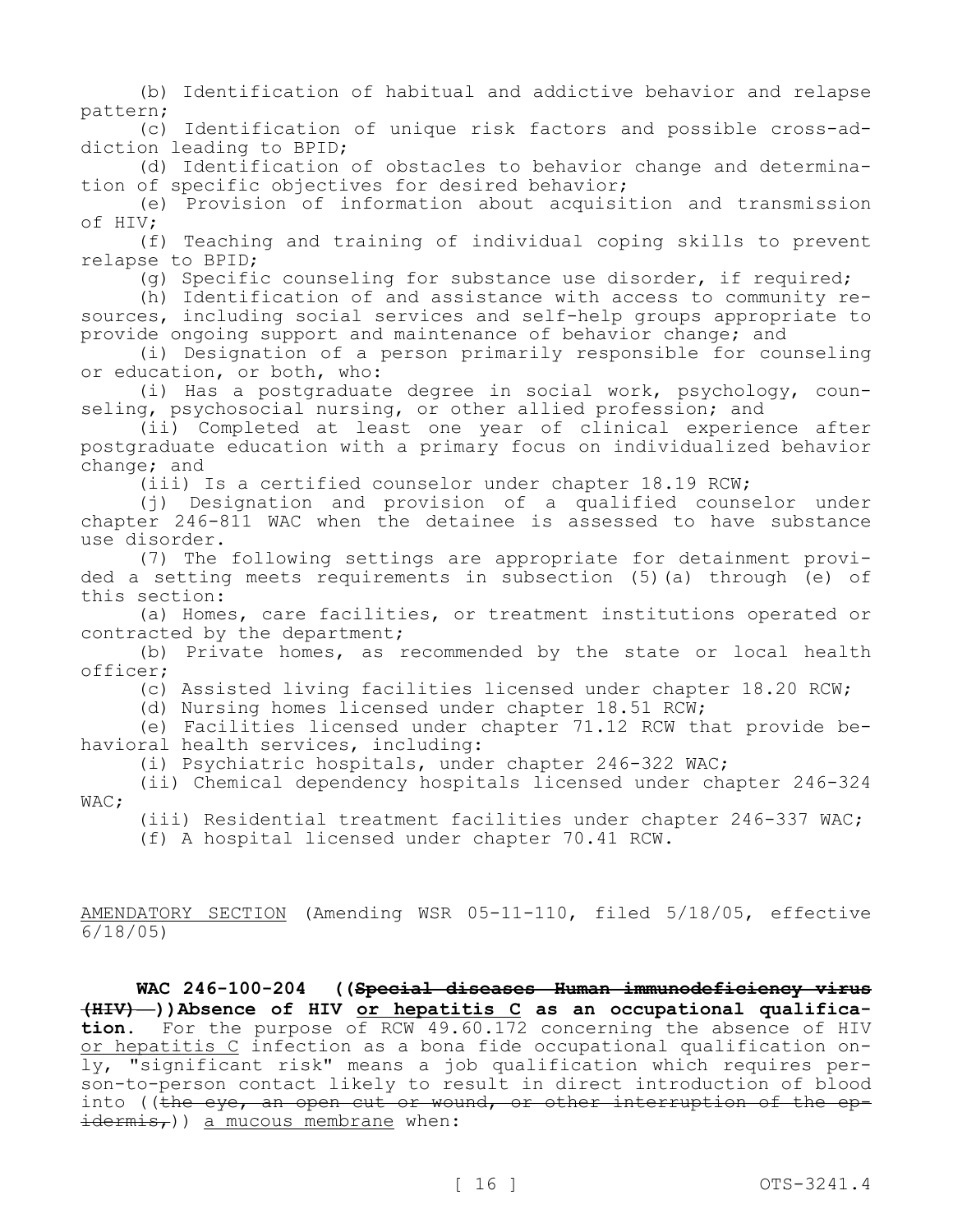(b) Identification of habitual and addictive behavior and relapse pattern;

(c) Identification of unique risk factors and possible cross-addiction leading to BPID;

(d) Identification of obstacles to behavior change and determination of specific objectives for desired behavior;

(e) Provision of information about acquisition and transmission of HIV;

(f) Teaching and training of individual coping skills to prevent relapse to BPID;

(g) Specific counseling for substance use disorder, if required;

(h) Identification of and assistance with access to community resources, including social services and self-help groups appropriate to provide ongoing support and maintenance of behavior change; and

(i) Designation of a person primarily responsible for counseling or education, or both, who:

(i) Has a postgraduate degree in social work, psychology, counseling, psychosocial nursing, or other allied profession; and

(ii) Completed at least one year of clinical experience after postgraduate education with a primary focus on individualized behavior change; and

(iii) Is a certified counselor under chapter 18.19 RCW;

(j) Designation and provision of a qualified counselor under chapter 246-811 WAC when the detainee is assessed to have substance use disorder.

(7) The following settings are appropriate for detainment provided a setting meets requirements in subsection (5)(a) through (e) of this section:

(a) Homes, care facilities, or treatment institutions operated or contracted by the department;

(b) Private homes, as recommended by the state or local health officer;

(c) Assisted living facilities licensed under chapter 18.20 RCW;

(d) Nursing homes licensed under chapter 18.51 RCW;

(e) Facilities licensed under chapter 71.12 RCW that provide behavioral health services, including:

(i) Psychiatric hospitals, under chapter 246-322 WAC;

(ii) Chemical dependency hospitals licensed under chapter 246-324 WAC;

(iii) Residential treatment facilities under chapter 246-337 WAC;

(f) A hospital licensed under chapter 70.41 RCW.

<u>AMENDATORY SECTION</u> (Amending WSR 05-11-110, filed 5/18/05, effective 6/18/05)

**WAC 246-100-204 ((~~Special diseases—Human immunodeficiency virus (HIV)—~~))Absence of HIV <u>or hepatitis C</u> as an occupational qualification.** For the purpose of RCW 49.60.172 concerning the absence of HIV <u>or hepatitis C</u> infection as a bona fide occupational qualification only, "significant risk" means a job qualification which requires person-to-person contact likely to result in direct introduction of blood into ((~~the eye, an open cut or wound, or other interruption of the epidermis,~~)) <u>a mucous membrane</u> when: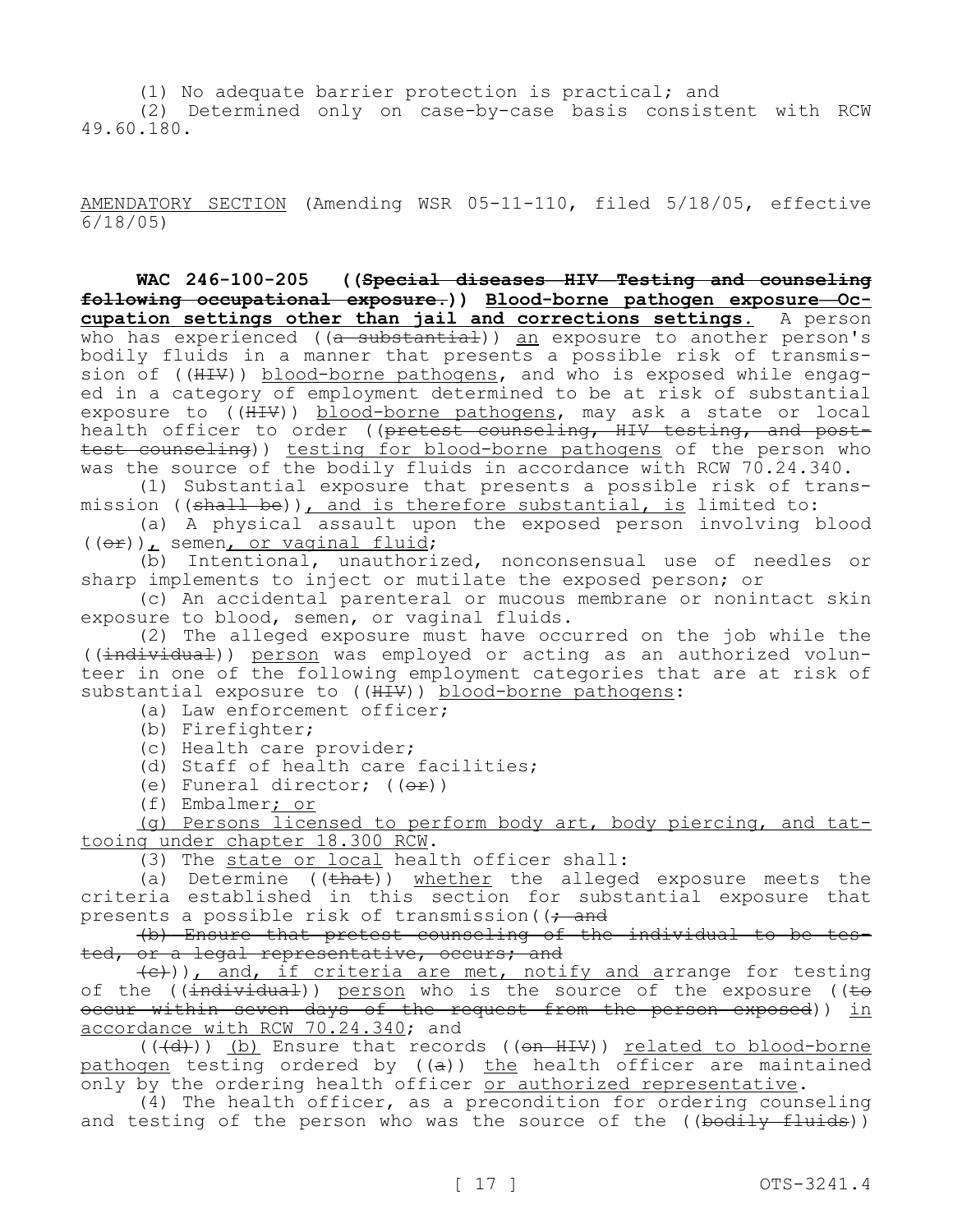(1) No adequate barrier protection is practical; and

(2) Determined only on case-by-case basis consistent with RCW 49.60.180.

<u>AMENDATORY SECTION</u> (Amending WSR 05-11-110, filed 5/18/05, effective 6/18/05)

**WAC 246-100-205 ((~~Special diseases—HIV Testing and counseling following occupational exposure.~~)) <u>Blood-borne pathogen exposure—Occupation settings other than jail and corrections settings.</u>** A person who has experienced ((~~a substantial~~)) <u>an</u> exposure to another person's bodily fluids in a manner that presents a possible risk of transmission of ((~~HIV~~)) <u>blood-borne pathogens</u>, and who is exposed while engaged in a category of employment determined to be at risk of substantial exposure to ((~~HIV~~)) <u>blood-borne pathogens</u>, may ask a state or local health officer to order ((~~pretest counseling, HIV testing, and post-test counseling~~)) <u>testing for blood-borne pathogens</u> of the person who was the source of the bodily fluids in accordance with RCW 70.24.340.

(1) Substantial exposure that presents a possible risk of transmission ((~~shall be~~))<u>, and is therefore substantial, is</u> limited to:

(a) A physical assault upon the exposed person involving blood ((~~or~~))<u>,</u> semen<u>, or vaginal fluid</u>;

(b) Intentional, unauthorized, nonconsensual use of needles or sharp implements to inject or mutilate the exposed person; or

(c) An accidental parenteral or mucous membrane or nonintact skin exposure to blood, semen, or vaginal fluids.

(2) The alleged exposure must have occurred on the job while the ((~~individual~~)) <u>person</u> was employed or acting as an authorized volunteer in one of the following employment categories that are at risk of substantial exposure to ((~~HIV~~)) <u>blood-borne pathogens</u>:

(a) Law enforcement officer;

(b) Firefighter;

(c) Health care provider;

(d) Staff of health care facilities;

(e) Funeral director; ((~~or~~))

(f) Embalmer<u>; or</u>

<u>(g) Persons licensed to perform body art, body piercing, and tattooing under chapter 18.300 RCW</u>.

(3) The <u>state or local</u> health officer shall:

(a) Determine ((~~that~~)) <u>whether</u> the alleged exposure meets the criteria established in this section for substantial exposure that presents a possible risk of transmission((~~; and~~

~~(b) Ensure that pretest counseling of the individual to be tested, or a legal representative, occurs; and~~

~~(c)~~))<u>, and, if criteria are met, notify and a</u>rrange for testing of the ((~~individual~~)) <u>person</u> who is the source of the exposure ((~~to occur within seven days of the request from the person exposed~~)) <u>in accordance with RCW 70.24.340</u>; and

((~~(d)~~)) <u>(b)</u> Ensure that records ((~~on HIV~~)) <u>related to blood-borne pathogen</u> testing ordered by ((~~a~~)) <u>the</u> health officer are maintained only by the ordering health officer <u>or authorized representative</u>.

(4) The health officer, as a precondition for ordering counseling and testing of the person who was the source of the ((~~bodily fluids~~))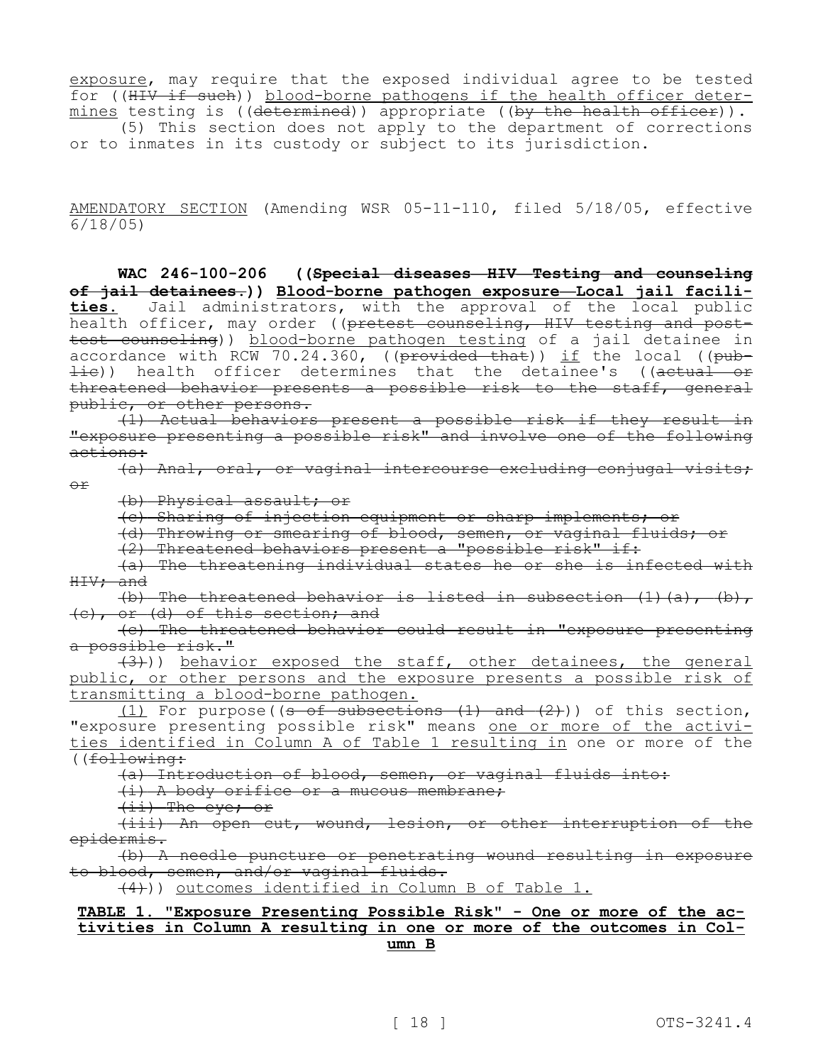exposure, may require that the exposed individual agree to be tested for ((~~HIV if such~~)) blood-borne pathogens if the health officer determines testing is ((~~determined~~)) appropriate ((~~by the health officer~~)).

(5) This section does not apply to the department of corrections or to inmates in its custody or subject to its jurisdiction.

AMENDATORY SECTION (Amending WSR 05-11-110, filed 5/18/05, effective 6/18/05)

**WAC 246-100-206 ((~~Special diseases HIV Testing and counseling of jail detainees.~~)) Blood-borne pathogen exposure—Local jail facilities.** Jail administrators, with the approval of the local public health officer, may order ((~~pretest counseling, HIV testing and posttest counseling~~)) blood-borne pathogen testing of a jail detainee in accordance with RCW 70.24.360, ((~~provided that~~)) if the local ((~~public~~)) health officer determines that the detainee's ((~~actual or threatened behavior presents a possible risk to the staff, general public, or other persons.~~

~~(1) Actual behaviors present a possible risk if they result in "exposure presenting a possible risk" and involve one of the following actions:~~

~~(a) Anal, oral, or vaginal intercourse excluding conjugal visits; or~~

~~(b) Physical assault; or~~

~~(c) Sharing of injection equipment or sharp implements; or~~

~~(d) Throwing or smearing of blood, semen, or vaginal fluids; or~~

~~(2) Threatened behaviors present a "possible risk" if:~~

~~(a) The threatening individual states he or she is infected with HIV; and~~

~~(b) The threatened behavior is listed in subsection (1)(a), (b), (c), or (d) of this section; and~~

~~(c) The threatened behavior could result in "exposure presenting a possible risk."~~

~~(3)~~)) behavior exposed the staff, other detainees, the general public, or other persons and the exposure presents a possible risk of transmitting a blood-borne pathogen.

(1) For purpose((~~s of subsections (1) and (2)~~)) of this section, "exposure presenting possible risk" means one or more of the activities identified in Column A of Table 1 resulting in one or more of the ((~~following:~~

~~(a) Introduction of blood, semen, or vaginal fluids into:~~

~~(i) A body orifice or a mucous membrane;~~

~~(ii) The eye; or~~

~~(iii) An open cut, wound, lesion, or other interruption of the epidermis.~~

~~(b) A needle puncture or penetrating wound resulting in exposure to blood, semen, and/or vaginal fluids.~~

~~(4)~~)) outcomes identified in Column B of Table 1.

**TABLE 1. "Exposure Presenting Possible Risk" - One or more of the activities in Column A resulting in one or more of the outcomes in Column B**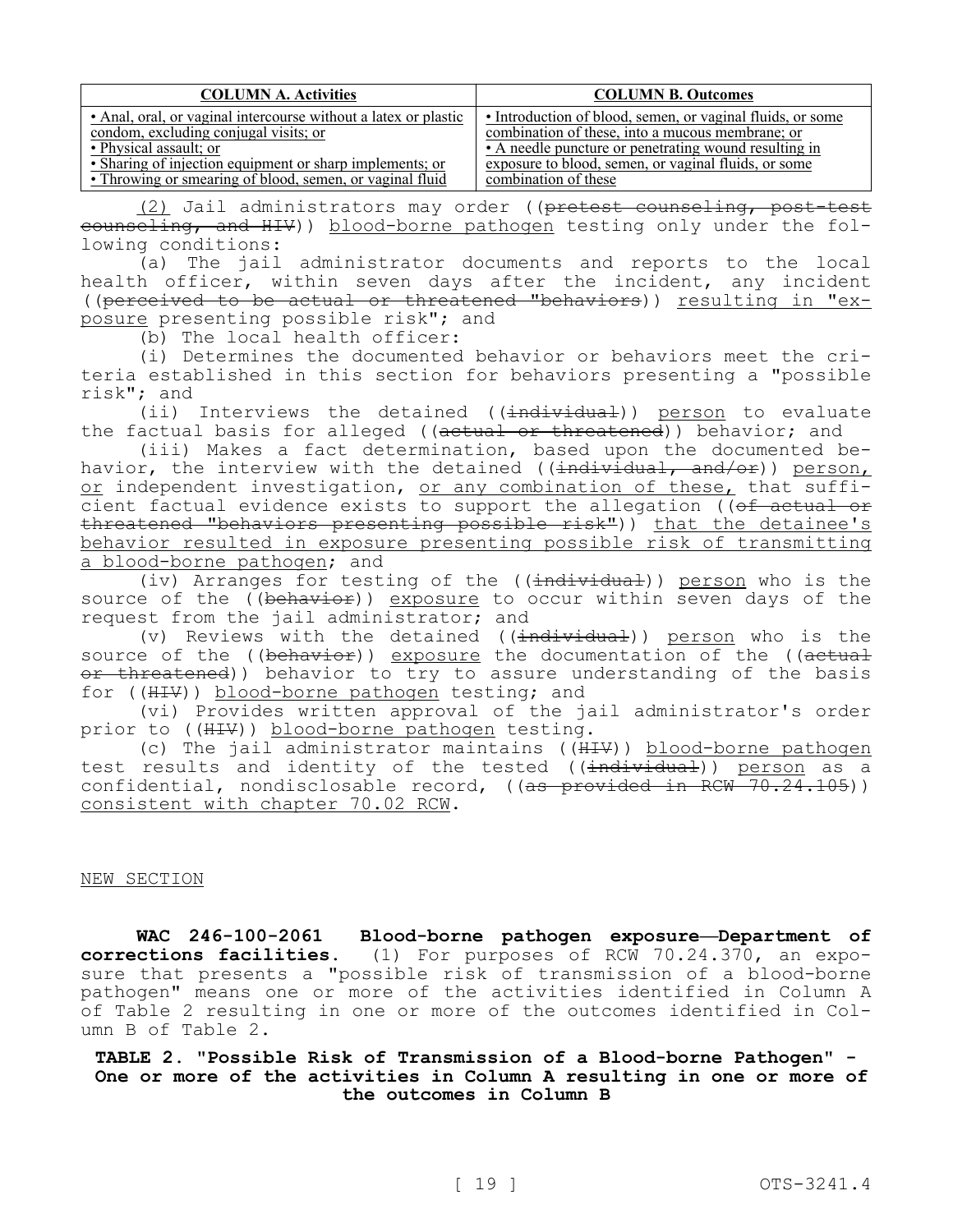| COLUMN A. Activities | COLUMN B. Outcomes |
|---|---|
| • Anal, oral, or vaginal intercourse without a latex or plastic condom, excluding conjugal visits; or<br>• Physical assault; or<br>• Sharing of injection equipment or sharp implements; or<br>• Throwing or smearing of blood, semen, or vaginal fluid | • Introduction of blood, semen, or vaginal fluids, or some combination of these, into a mucous membrane; or<br>• A needle puncture or penetrating wound resulting in exposure to blood, semen, or vaginal fluids, or some combination of these |

<u>(2)</u> Jail administrators may order ((~~pretest counseling, post-test counseling, and HIV~~)) <u>blood-borne pathogen</u> testing only under the following conditions:

(a) The jail administrator documents and reports to the local health officer, within seven days after the incident, any incident ((~~perceived to be actual or threatened "behaviors~~)) <u>resulting in "exposure</u> presenting possible risk"; and

(b) The local health officer:

(i) Determines the documented behavior or behaviors meet the criteria established in this section for behaviors presenting a "possible risk"; and

(ii) Interviews the detained ((~~individual~~)) <u>person</u> to evaluate the factual basis for alleged ((~~actual or threatened~~)) behavior; and

(iii) Makes a fact determination, based upon the documented behavior, the interview with the detained ((~~individual, and/or~~)) <u>person,</u> <u>or</u> independent investigation, <u>or any combination of these,</u> that sufficient factual evidence exists to support the allegation ((~~of actual or threatened "behaviors presenting possible risk"~~)) <u>that the detainee's behavior resulted in exposure presenting possible risk of transmitting a blood-borne pathogen</u>; and

(iv) Arranges for testing of the ((~~individual~~)) <u>person</u> who is the source of the ((~~behavior~~)) <u>exposure</u> to occur within seven days of the request from the jail administrator; and

(v) Reviews with the detained ((~~individual~~)) <u>person</u> who is the source of the ((~~behavior~~)) <u>exposure</u> the documentation of the ((~~actual or threatened~~)) behavior to try to assure understanding of the basis for ((~~HIV~~)) <u>blood-borne pathogen</u> testing; and

(vi) Provides written approval of the jail administrator's order prior to ((~~HIV~~)) <u>blood-borne pathogen</u> testing.

(c) The jail administrator maintains ((~~HIV~~)) <u>blood-borne pathogen</u> test results and identity of the tested ((~~individual~~)) <u>person</u> as a confidential, nondisclosable record, ((~~as provided in RCW 70.24.105~~)) <u>consistent with chapter 70.02 RCW</u>.

<u>NEW SECTION</u>

**WAC 246-100-2061 Blood-borne pathogen exposure—Department of corrections facilities.** (1) For purposes of RCW 70.24.370, an exposure that presents a "possible risk of transmission of a blood-borne pathogen" means one or more of the activities identified in Column A of Table 2 resulting in one or more of the outcomes identified in Column B of Table 2.

**TABLE 2. "Possible Risk of Transmission of a Blood-borne Pathogen" - One or more of the activities in Column A resulting in one or more of the outcomes in Column B**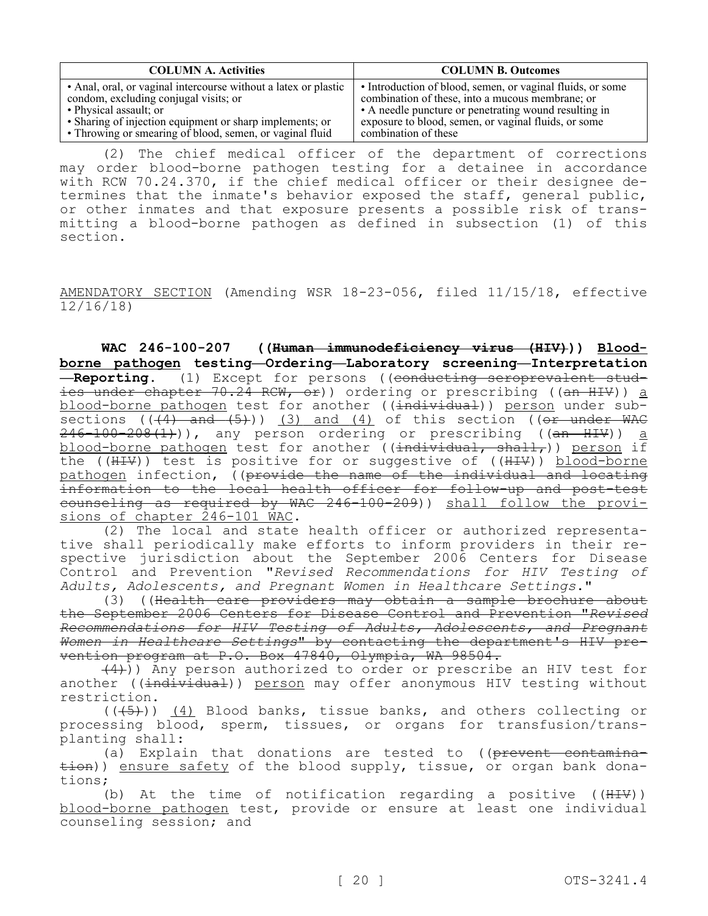| COLUMN A. Activities | COLUMN B. Outcomes |
| --- | --- |
| • Anal, oral, or vaginal intercourse without a latex or plastic condom, excluding conjugal visits; or • Physical assault; or • Sharing of injection equipment or sharp implements; or • Throwing or smearing of blood, semen, or vaginal fluid | • Introduction of blood, semen, or vaginal fluids, or some combination of these, into a mucous membrane; or • A needle puncture or penetrating wound resulting in exposure to blood, semen, or vaginal fluids, or some combination of these |

(2) The chief medical officer of the department of corrections may order blood-borne pathogen testing for a detainee in accordance with RCW 70.24.370, if the chief medical officer or their designee determines that the inmate's behavior exposed the staff, general public, or other inmates and that exposure presents a possible risk of transmitting a blood-borne pathogen as defined in subsection (1) of this section.

AMENDATORY SECTION (Amending WSR 18-23-056, filed 11/15/18, effective 12/16/18)

**WAC 246-100-207 ((~~Human immunodeficiency virus (HIV)~~)) Blood-borne pathogen testing—Ordering—Laboratory screening—Interpretation—Reporting.** (1) Except for persons ((~~conducting seroprevalent studies under chapter 70.24 RCW, or~~)) ordering or prescribing ((~~an HIV~~)) a blood-borne pathogen test for another ((~~individual~~)) person under subsections ((~~(4) and (5)~~)) (3) and (4) of this section ((~~or under WAC 246-100-208(1)~~)), any person ordering or prescribing ((~~an HIV~~)) a blood-borne pathogen test for another ((~~individual, shall,~~)) person if the ((~~HIV~~)) test is positive for or suggestive of ((~~HIV~~)) blood-borne pathogen infection, ((~~provide the name of the individual and locating information to the local health officer for follow-up and post-test counseling as required by WAC 246-100-209~~)) shall follow the provisions of chapter 246-101 WAC.

(2) The local and state health officer or authorized representative shall periodically make efforts to inform providers in their respective jurisdiction about the September 2006 Centers for Disease Control and Prevention "*Revised Recommendations for HIV Testing of Adults, Adolescents, and Pregnant Women in Healthcare Settings*."

(3) ((~~Health care providers may obtain a sample brochure about the September 2006 Centers for Disease Control and Prevention "*Revised Recommendations for HIV Testing of Adults, Adolescents, and Pregnant Women in Healthcare Settings*" by contacting the department's HIV prevention program at P.O. Box 47840, Olympia, WA 98504.~~

~~(4)~~)) Any person authorized to order or prescribe an HIV test for another ((~~individual~~)) person may offer anonymous HIV testing without restriction.

((~~(5)~~)) (4) Blood banks, tissue banks, and others collecting or processing blood, sperm, tissues, or organs for transfusion/transplanting shall:

(a) Explain that donations are tested to ((~~prevent contamination~~)) ensure safety of the blood supply, tissue, or organ bank donations;

(b) At the time of notification regarding a positive ((~~HIV~~)) blood-borne pathogen test, provide or ensure at least one individual counseling session; and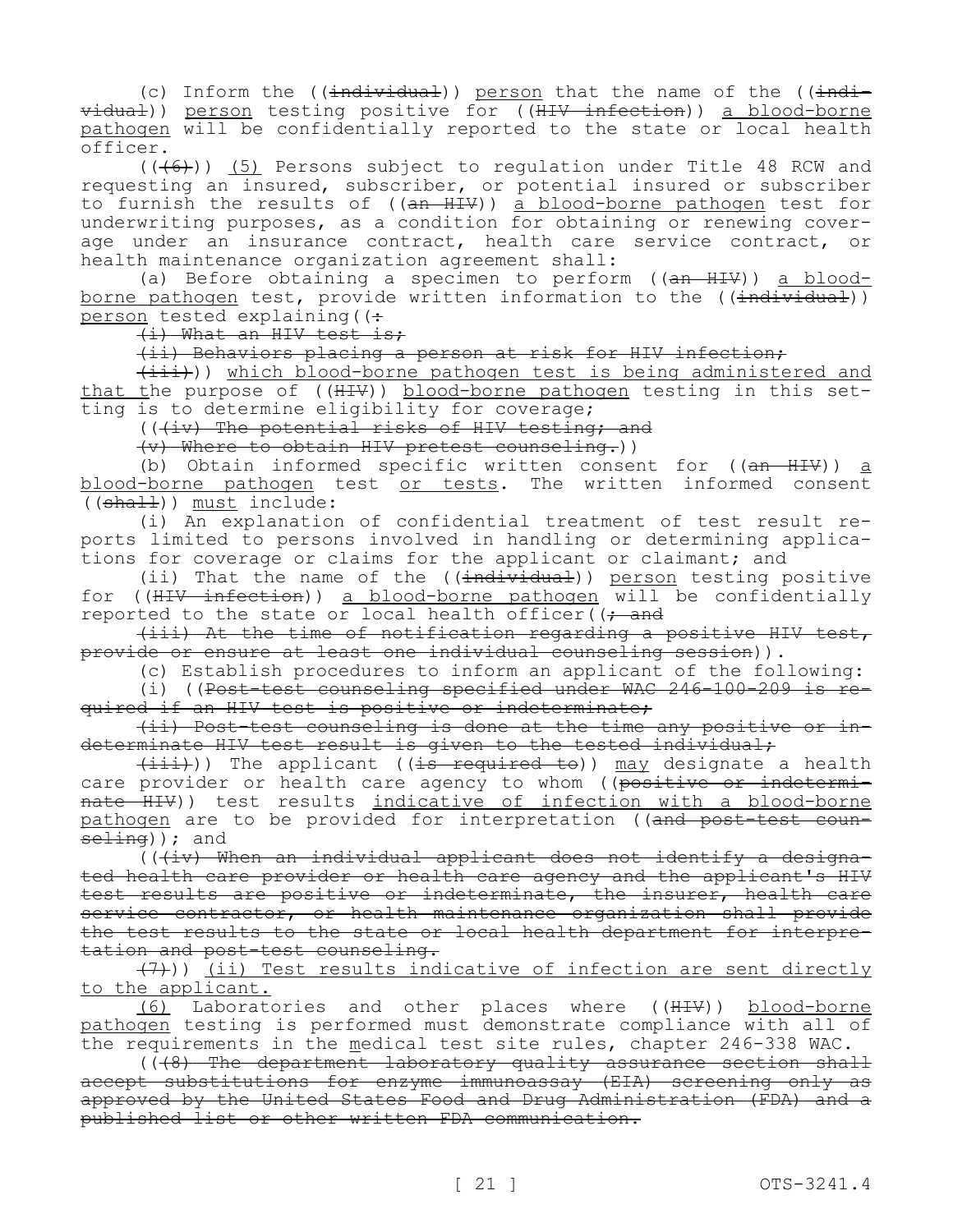(c) Inform the ((~~individual~~)) person that the name of the ((~~individual~~)) person testing positive for ((~~HIV infection~~)) a blood-borne pathogen will be confidentially reported to the state or local health officer.

((~~(6)~~)) (5) Persons subject to regulation under Title 48 RCW and requesting an insured, subscriber, or potential insured or subscriber to furnish the results of ((~~an HIV~~)) a blood-borne pathogen test for underwriting purposes, as a condition for obtaining or renewing coverage under an insurance contract, health care service contract, or health maintenance organization agreement shall:

(a) Before obtaining a specimen to perform ((~~an HIV~~)) a blood-borne pathogen test, provide written information to the ((~~individual~~)) person tested explaining((~~:~~

~~(i) What an HIV test is;~~

~~(ii) Behaviors placing a person at risk for HIV infection;~~

~~(iii)~~)) which blood-borne pathogen test is being administered and that the purpose of ((~~HIV~~)) blood-borne pathogen testing in this setting is to determine eligibility for coverage;

((~~(iv) The potential risks of HIV testing; and~~

~~(v) Where to obtain HIV pretest counseling.~~))

(b) Obtain informed specific written consent for ((~~an HIV~~)) a blood-borne pathogen test or tests. The written informed consent ((~~shall~~)) must include:

(i) An explanation of confidential treatment of test result reports limited to persons involved in handling or determining applications for coverage or claims for the applicant or claimant; and

(ii) That the name of the ((~~individual~~)) person testing positive for ((~~HIV infection~~)) a blood-borne pathogen will be confidentially reported to the state or local health officer((~~; and~~

~~(iii) At the time of notification regarding a positive HIV test, provide or ensure at least one individual counseling session~~)).

(c) Establish procedures to inform an applicant of the following:

(i) ((~~Post-test counseling specified under WAC 246-100-209 is required if an HIV test is positive or indeterminate;~~

~~(ii) Post-test counseling is done at the time any positive or indeterminate HIV test result is given to the tested individual;~~

~~(iii)~~)) The applicant ((~~is required to~~)) may designate a health care provider or health care agency to whom ((~~positive or indeterminate HIV~~)) test results indicative of infection with a blood-borne pathogen are to be provided for interpretation ((~~and post-test counseling~~)); and

((~~(iv) When an individual applicant does not identify a designated health care provider or health care agency and the applicant's HIV test results are positive or indeterminate, the insurer, health care service contractor, or health maintenance organization shall provide the test results to the state or local health department for interpretation and post-test counseling.~~

~~(7)~~)) (ii) Test results indicative of infection are sent directly to the applicant.

(6) Laboratories and other places where ((~~HIV~~)) blood-borne pathogen testing is performed must demonstrate compliance with all of the requirements in the medical test site rules, chapter 246-338 WAC.

((~~(8) The department laboratory quality assurance section shall accept substitutions for enzyme immunoassay (EIA) screening only as approved by the United States Food and Drug Administration (FDA) and a published list or other written FDA communication.~~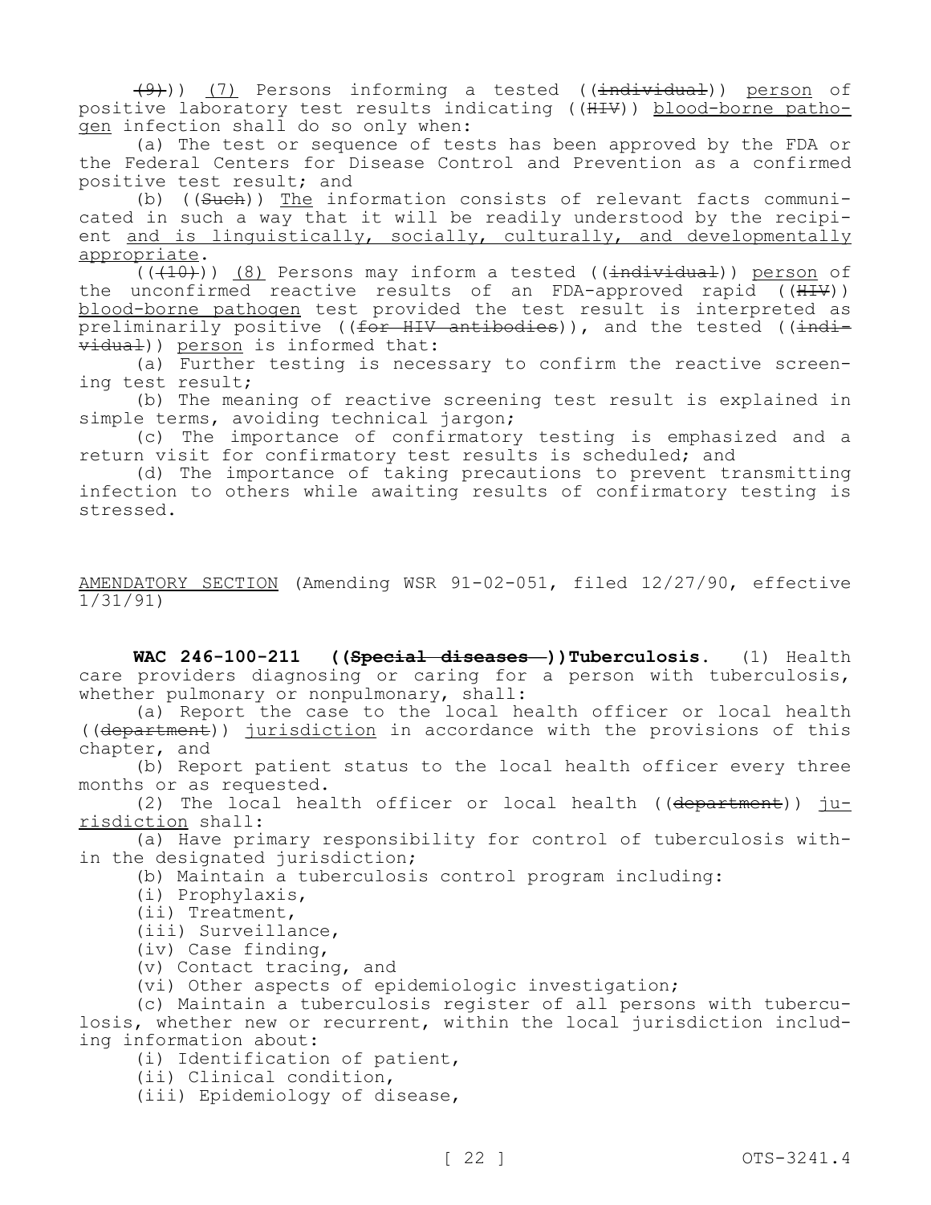~~(9)~~)) <u>(7)</u> Persons informing a tested ((~~individual~~)) <u>person</u> of positive laboratory test results indicating ((~~HIV~~)) <u>blood-borne pathogen</u> infection shall do so only when:

(a) The test or sequence of tests has been approved by the FDA or the Federal Centers for Disease Control and Prevention as a confirmed positive test result; and

(b) ((~~Such~~)) <u>The</u> information consists of relevant facts communicated in such a way that it will be readily understood by the recipient <u>and is linguistically, socially, culturally, and developmentally appropriate</u>.

((~~(10)~~)) <u>(8)</u> Persons may inform a tested ((~~individual~~)) <u>person</u> of the unconfirmed reactive results of an FDA-approved rapid ((~~HIV~~)) <u>blood-borne pathogen</u> test provided the test result is interpreted as preliminarily positive ((~~for HIV antibodies~~)), and the tested ((~~individual~~)) <u>person</u> is informed that:

(a) Further testing is necessary to confirm the reactive screening test result;

(b) The meaning of reactive screening test result is explained in simple terms, avoiding technical jargon;

(c) The importance of confirmatory testing is emphasized and a return visit for confirmatory test results is scheduled; and

(d) The importance of taking precautions to prevent transmitting infection to others while awaiting results of confirmatory testing is stressed.

<u>AMENDATORY SECTION</u> (Amending WSR 91-02-051, filed 12/27/90, effective 1/31/91)

**WAC 246-100-211 ((~~Special diseases—~~))Tuberculosis.** (1) Health care providers diagnosing or caring for a person with tuberculosis, whether pulmonary or nonpulmonary, shall:

(a) Report the case to the local health officer or local health ((~~department~~)) <u>jurisdiction</u> in accordance with the provisions of this chapter, and

(b) Report patient status to the local health officer every three months or as requested.

(2) The local health officer or local health ((~~department~~)) <u>jurisdiction</u> shall:

(a) Have primary responsibility for control of tuberculosis within the designated jurisdiction;

(b) Maintain a tuberculosis control program including:

(i) Prophylaxis,

(ii) Treatment,

(iii) Surveillance,

(iv) Case finding,

(v) Contact tracing, and

(vi) Other aspects of epidemiologic investigation;

(c) Maintain a tuberculosis register of all persons with tuberculosis, whether new or recurrent, within the local jurisdiction including information about:

(i) Identification of patient,

(ii) Clinical condition,

(iii) Epidemiology of disease,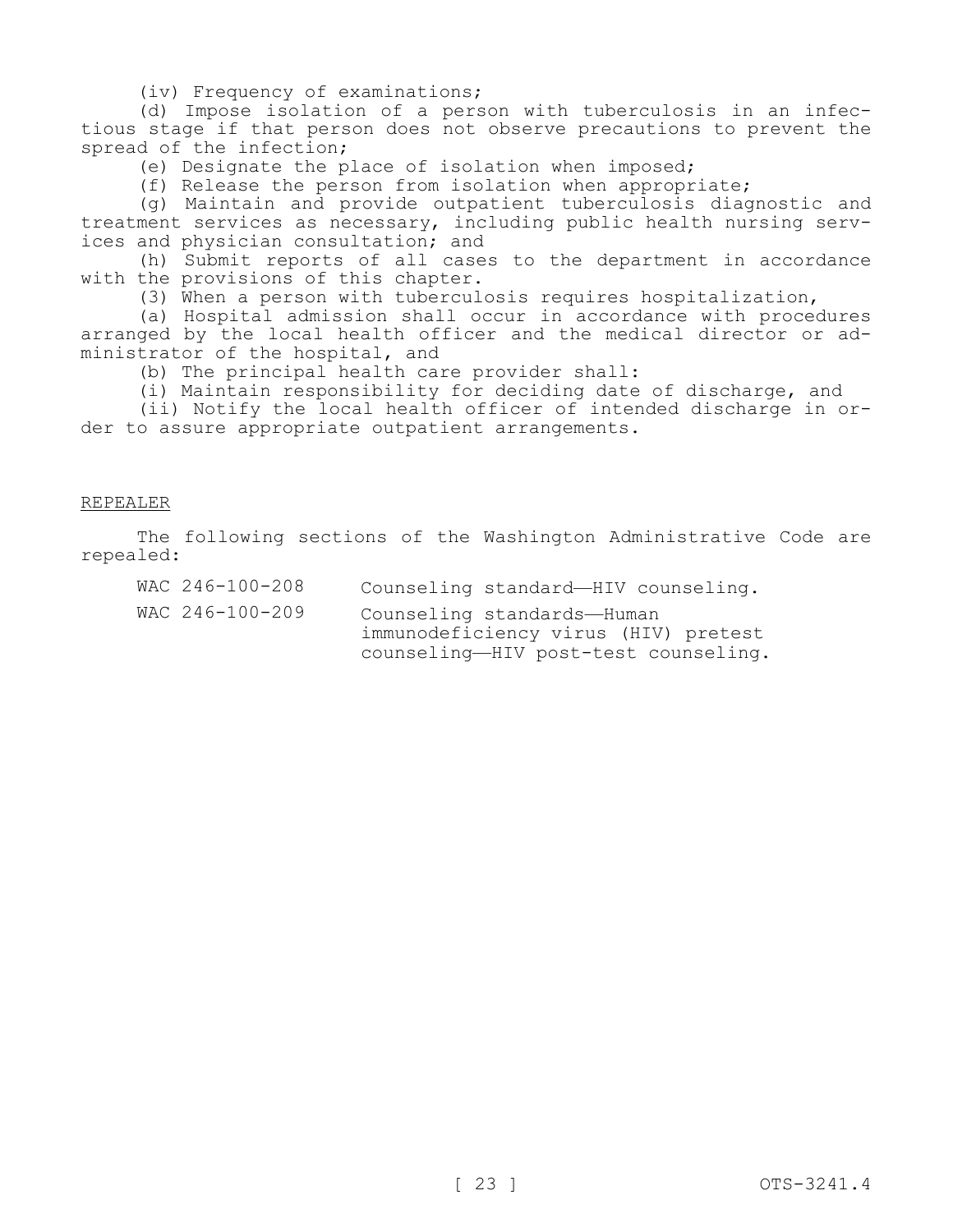(iv) Frequency of examinations;

(d) Impose isolation of a person with tuberculosis in an infectious stage if that person does not observe precautions to prevent the spread of the infection;

(e) Designate the place of isolation when imposed;

(f) Release the person from isolation when appropriate;

(g) Maintain and provide outpatient tuberculosis diagnostic and treatment services as necessary, including public health nursing services and physician consultation; and

(h) Submit reports of all cases to the department in accordance with the provisions of this chapter.

(3) When a person with tuberculosis requires hospitalization,

(a) Hospital admission shall occur in accordance with procedures arranged by the local health officer and the medical director or administrator of the hospital, and

(b) The principal health care provider shall:

(i) Maintain responsibility for deciding date of discharge, and

(ii) Notify the local health officer of intended discharge in order to assure appropriate outpatient arrangements.

REPEALER

The following sections of the Washington Administrative Code are repealed:

| | |
|---|---|
| WAC 246-100-208 | Counseling standard—HIV counseling. |
| WAC 246-100-209 | Counseling standards—Human immunodeficiency virus (HIV) pretest counseling—HIV post-test counseling. |